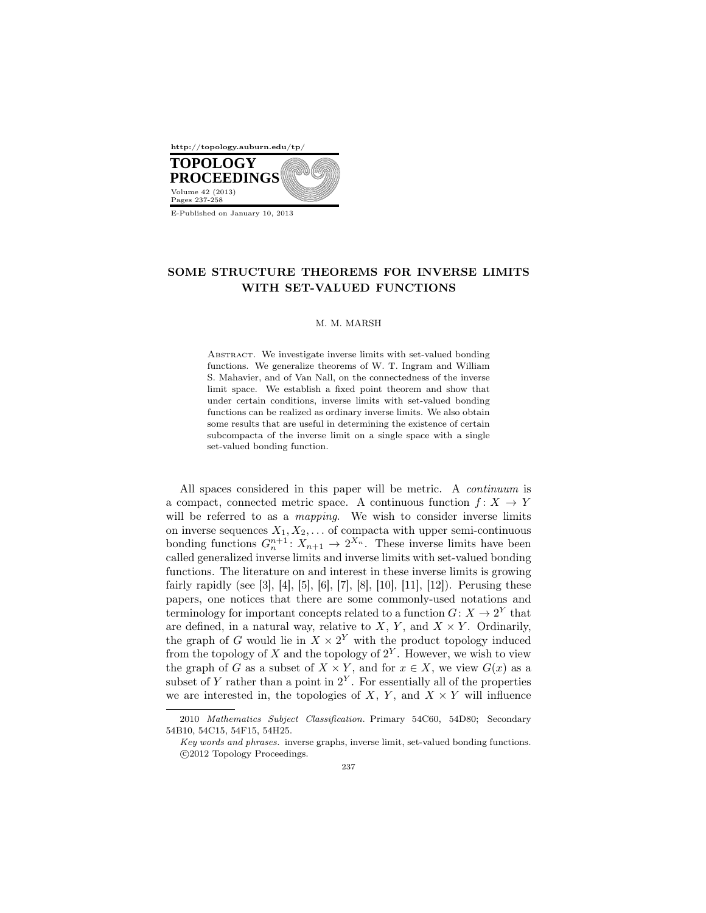# SOME STRUCTURE THEOREMS FOR INVERSE LIMITS WITH SET-VALUED FUNCTIONS

M. M. MARSH

Abstract. We investigate inverse limits with set-valued bonding functions. We generalize theorems of W. T. Ingram and William S. Mahavier, and of Van Nall, on the connectedness of the inverse limit space. We establish a fixed point theorem and show that under certain conditions, inverse limits with set-valued bonding functions can be realized as ordinary inverse limits. We also obtain some results that are useful in determining the existence of certain subcompacta of the inverse limit on a single space with a single set-valued bonding function.

All spaces considered in this paper will be metric. A *continuum* is a compact, connected metric space. A continuous function $f\colon X \to Y$ will be referred to as a *mapping*. We wish to consider inverse limits on inverse sequences $X_1, X_2, \ldots$ of compacta with upper semi-continuous bonding functions $G_n^{n+1}\colon X_{n+1} \to 2^{X_n}$. These inverse limits have been called generalized inverse limits and inverse limits with set-valued bonding functions. The literature on and interest in these inverse limits is growing fairly rapidly (see [3], [4], [5], [6], [7], [8], [10], [11], [12]). Perusing these papers, one notices that there are some commonly-used notations and terminology for important concepts related to a function $G\colon X \to 2^Y$ that are defined, in a natural way, relative to $X$, $Y$, and $X \times Y$. Ordinarily, the graph of $G$ would lie in $X \times 2^Y$ with the product topology induced from the topology of $X$ and the topology of $2^Y$. However, we wish to view the graph of $G$ as a subset of $X \times Y$, and for $x \in X$, we view $G(x)$ as a subset of $Y$ rather than a point in $2^Y$. For essentially all of the properties we are interested in, the topologies of $X$, $Y$, and $X \times Y$ will influence

2010 *Mathematics Subject Classification.* Primary 54C60, 54D80; Secondary 54B10, 54C15, 54F15, 54H25.

*Key words and phrases.* inverse graphs, inverse limit, set-valued bonding functions.

©2012 Topology Proceedings.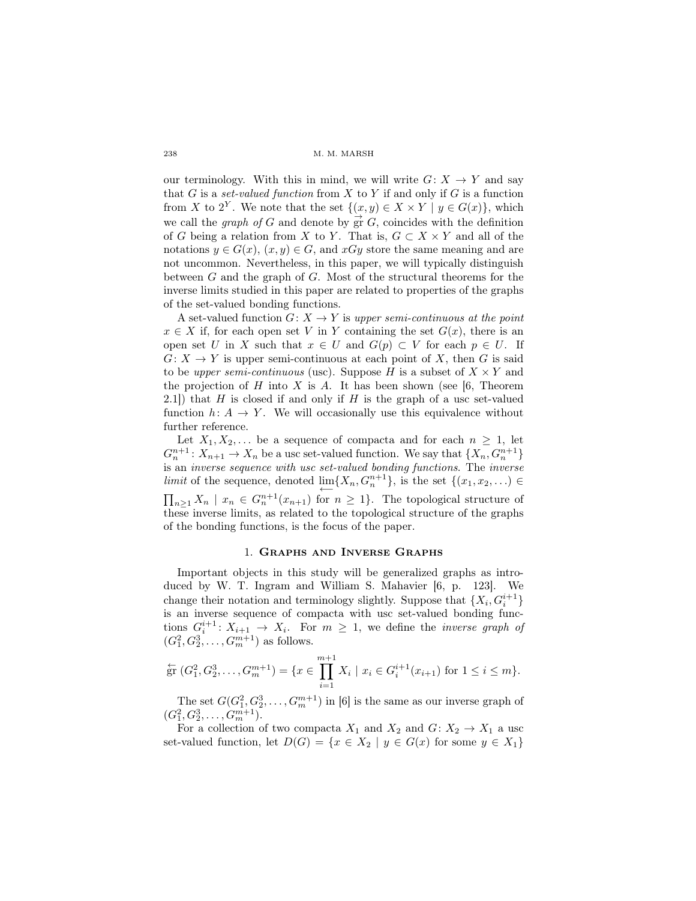our terminology. With this in mind, we will write $G\colon X \to Y$ and say that $G$ is a *set-valued function* from $X$ to $Y$ if and only if $G$ is a function from $X$ to $2^Y$. We note that the set $\{(x, y) \in X \times Y \mid y \in G(x)\}$, which we call the *graph of* $G$ and denote by $\overset{\rightarrow}{\mathrm{gr}}\, G$, coincides with the definition of $G$ being a relation from $X$ to $Y$. That is, $G \subset X \times Y$ and all of the notations $y \in G(x)$, $(x, y) \in G$, and $xGy$ store the same meaning and are not uncommon. Nevertheless, in this paper, we will typically distinguish between $G$ and the graph of $G$. Most of the structural theorems for the inverse limits studied in this paper are related to properties of the graphs of the set-valued bonding functions.

A set-valued function $G\colon X \to Y$ is *upper semi-continuous at the point* $x \in X$ if, for each open set $V$ in $Y$ containing the set $G(x)$, there is an open set $U$ in $X$ such that $x \in U$ and $G(p) \subset V$ for each $p \in U$. If $G\colon X \to Y$ is upper semi-continuous at each point of $X$, then $G$ is said to be *upper semi-continuous* (usc). Suppose $H$ is a subset of $X \times Y$ and the projection of $H$ into $X$ is $A$. It has been shown (see [6, Theorem 2.1]) that $H$ is closed if and only if $H$ is the graph of a usc set-valued function $h\colon A \to Y$. We will occasionally use this equivalence without further reference.

Let $X_1, X_2, \ldots$ be a sequence of compacta and for each $n \geq 1$, let $G_n^{n+1}\colon X_{n+1} \to X_n$ be a usc set-valued function. We say that $\{X_n, G_n^{n+1}\}$ is an *inverse sequence with usc set-valued bonding functions*. The *inverse limit* of the sequence, denoted $\varprojlim\{X_n, G_n^{n+1}\}$, is the set $\{(x_1, x_2, \ldots) \in \prod_{n\geq 1} X_n \mid x_n \in G_n^{n+1}(x_{n+1})$ for $n \geq 1\}$. The topological structure of these inverse limits, as related to the topological structure of the graphs of the bonding functions, is the focus of the paper.

## 1. Graphs and Inverse Graphs

Important objects in this study will be generalized graphs as introduced by W. T. Ingram and William S. Mahavier [6, p. 123]. We change their notation and terminology slightly. Suppose that $\{X_i, G_i^{i+1}\}$ is an inverse sequence of compacta with usc set-valued bonding functions $G_i^{i+1}\colon X_{i+1} \to X_i$. For $m \geq 1$, we define the *inverse graph of* $(G_1^2, G_2^3, \ldots, G_m^{m+1})$ as follows.

$$\overset{\leftarrow}{\mathrm{gr}}\,(G_1^2, G_2^3, \ldots, G_m^{m+1}) = \{x \in \prod_{i=1}^{m+1} X_i \mid x_i \in G_i^{i+1}(x_{i+1}) \text{ for } 1 \leq i \leq m\}.$$

The set $G(G_1^2, G_2^3, \ldots, G_m^{m+1})$ in [6] is the same as our inverse graph of $(G_1^2, G_2^3, \ldots, G_m^{m+1})$.

For a collection of two compacta $X_1$ and $X_2$ and $G\colon X_2 \to X_1$ a usc set-valued function, let $D(G) = \{x \in X_2 \mid y \in G(x)$ for some $y \in X_1\}$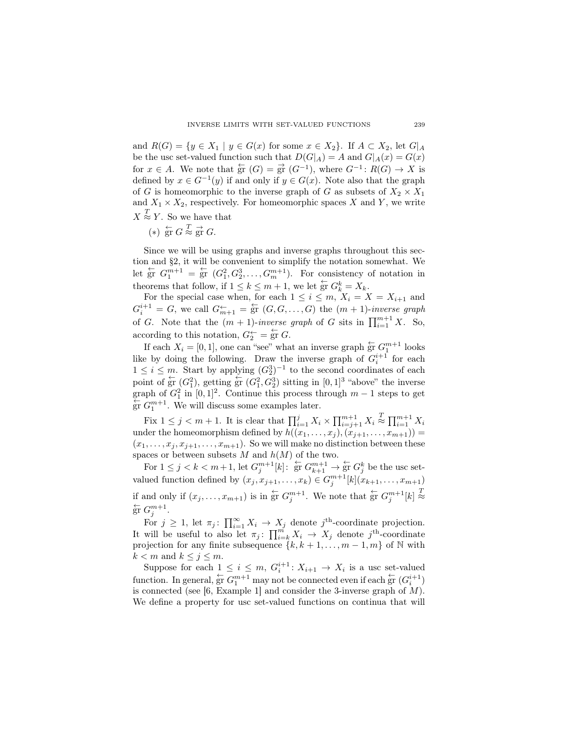and $R(G) = \{y \in X_1 \mid y \in G(x) \text{ for some } x \in X_2\}$. If $A \subset X_2$, let $G|_A$ be the usc set-valued function such that $D(G|_A) = A$ and $G|_A(x) = G(x)$ for $x \in A$. We note that $\overleftarrow{\text{gr}}\,(G) = \overrightarrow{\text{gr}}\,(G^{-1})$, where $G^{-1}\colon R(G) \to X$ is defined by $x \in G^{-1}(y)$ if and only if $y \in G(x)$. Note also that the graph of $G$ is homeomorphic to the inverse graph of $G$ as subsets of $X_2 \times X_1$ and $X_1 \times X_2$, respectively. For homeomorphic spaces $X$ and $Y$, we write $X \overset{T}{\approx} Y$. So we have that

$(*)$ $\overleftarrow{\text{gr}}\,G \overset{T}{\approx} \overrightarrow{\text{gr}}\,G$.

Since we will be using graphs and inverse graphs throughout this section and §2, it will be convenient to simplify the notation somewhat. We let $\overleftarrow{\text{gr}}\,G_1^{m+1} = \overleftarrow{\text{gr}}\,(G_1^2, G_2^3, \dots, G_m^{m+1})$. For consistency of notation in theorems that follow, if $1 \le k \le m+1$, we let $\overleftarrow{\text{gr}}\,G_k^k = X_k$.

For the special case when, for each $1 \le i \le m$, $X_i = X = X_{i+1}$ and $G_i^{i+1} = G$, we call $G_{m+1}^{\leftarrow} = \overleftarrow{\text{gr}}\,(G, G, \dots, G)$ the $(m+1)$-*inverse graph* of $G$. Note that the $(m+1)$-*inverse graph* of $G$ sits in $\prod_{i=1}^{m+1} X$. So, according to this notation, $G_2^{\leftarrow} = \overleftarrow{\text{gr}}\,G$.

If each $X_i = [0,1]$, one can "see" what an inverse graph $\overleftarrow{\text{gr}}\,G_1^{m+1}$ looks like by doing the following. Draw the inverse graph of $G_i^{i+1}$ for each $1 \le i \le m$. Start by applying $(G_2^3)^{-1}$ to the second coordinates of each point of $\overleftarrow{\text{gr}}\,(G_1^2)$, getting $\overleftarrow{\text{gr}}\,(G_1^2, G_2^3)$ sitting in $[0,1]^3$ "above" the inverse graph of $G_1^2$ in $[0,1]^2$. Continue this process through $m-1$ steps to get $\overleftarrow{\text{gr}}\,G_1^{m+1}$. We will discuss some examples later.

Fix $1 \le j < m+1$. It is clear that $\prod_{i=1}^{j} X_i \times \prod_{i=j+1}^{m+1} X_i \overset{T}{\approx} \prod_{i=1}^{m+1} X_i$ under the homeomorphism defined by $h((x_1, \dots, x_j), (x_{j+1}, \dots, x_{m+1})) = (x_1, \dots, x_j, x_{j+1}, \dots, x_{m+1})$. So we will make no distinction between these spaces or between subsets $M$ and $h(M)$ of the two.

For $1 \le j < k < m+1$, let $G_j^{m+1}[k]\colon \overleftarrow{\text{gr}}\,G_{k+1}^{m+1} \to \overleftarrow{\text{gr}}\,G_j^k$ be the usc set-valued function defined by $(x_j, x_{j+1}, \dots, x_k) \in G_j^{m+1}[k](x_{k+1}, \dots, x_{m+1})$ if and only if $(x_j, \dots, x_{m+1})$ is in $\overleftarrow{\text{gr}}\,G_j^{m+1}$. We note that $\overleftarrow{\text{gr}}\,G_j^{m+1}[k] \overset{T}{\approx} \overleftarrow{\text{gr}}\,G_j^{m+1}$.

For $j \ge 1$, let $\pi_j\colon \prod_{i=1}^{\infty} X_i \to X_j$ denote $j^{\text{th}}$-coordinate projection. It will be useful to also let $\pi_j\colon \prod_{i=k}^{m} X_i \to X_j$ denote $j^{\text{th}}$-coordinate projection for any finite subsequence $\{k, k+1, \dots, m-1, m\}$ of $\mathbb{N}$ with $k < m$ and $k \le j \le m$.

Suppose for each $1 \le i \le m$, $G_i^{i+1}\colon X_{i+1} \to X_i$ is a usc set-valued function. In general, $\overleftarrow{\text{gr}}\,G_1^{m+1}$ may not be connected even if each $\overleftarrow{\text{gr}}\,(G_i^{i+1})$ is connected (see [6, Example 1] and consider the 3-inverse graph of $M$). We define a property for usc set-valued functions on continua that will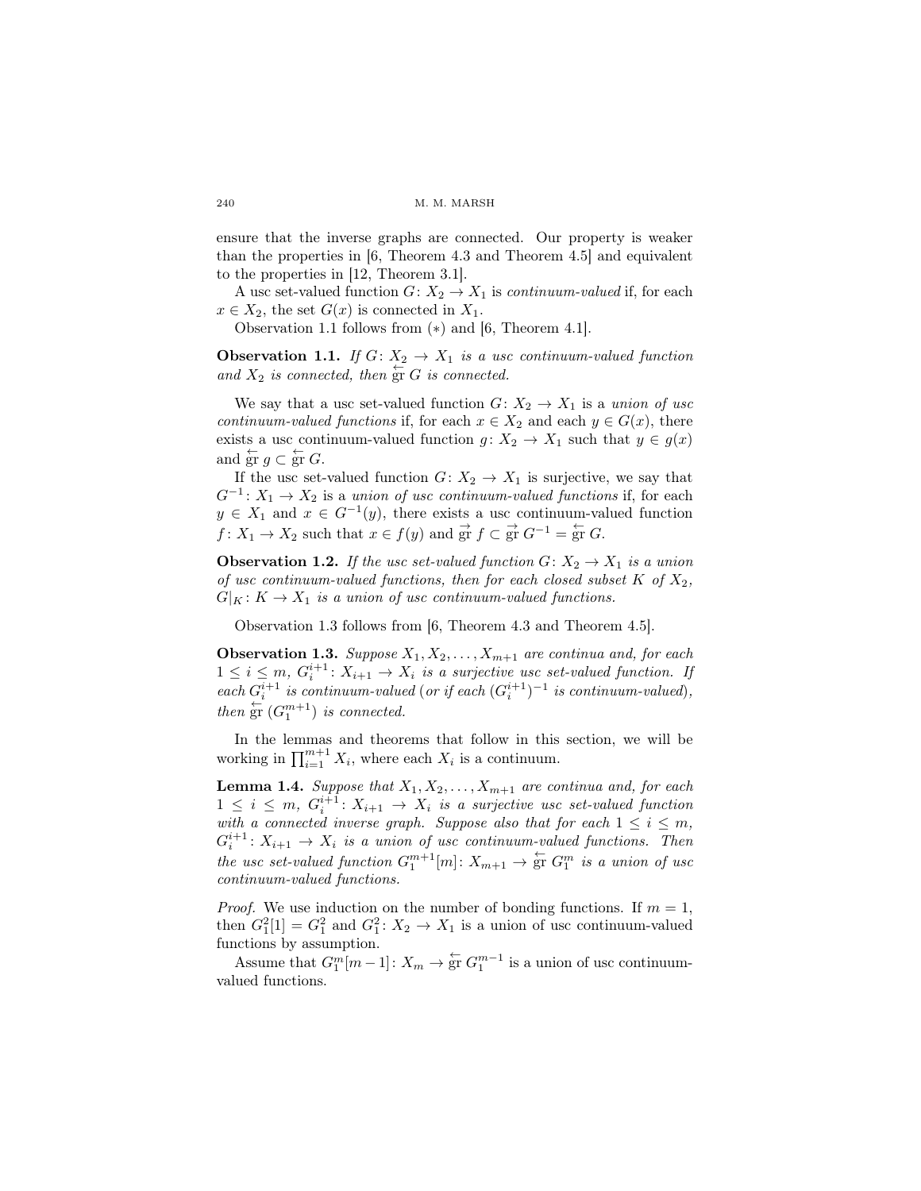ensure that the inverse graphs are connected. Our property is weaker than the properties in [6, Theorem 4.3 and Theorem 4.5] and equivalent to the properties in [12, Theorem 3.1].

A usc set-valued function $G\colon X_2 \to X_1$ is *continuum-valued* if, for each $x \in X_2$, the set $G(x)$ is connected in $X_1$.

Observation 1.1 follows from $(*)$ and [6, Theorem 4.1].

**Observation 1.1.** *If $G\colon X_2 \to X_1$ is a usc continuum-valued function and $X_2$ is connected, then $\overleftarrow{\text{gr}}\, G$ is connected.*

We say that a usc set-valued function $G\colon X_2 \to X_1$ is a *union of usc continuum-valued functions* if, for each $x \in X_2$ and each $y \in G(x)$, there exists a usc continuum-valued function $g\colon X_2 \to X_1$ such that $y \in g(x)$ and $\overleftarrow{\text{gr}}\, g \subset \overleftarrow{\text{gr}}\, G$.

If the usc set-valued function $G\colon X_2 \to X_1$ is surjective, we say that $G^{-1}\colon X_1 \to X_2$ is a *union of usc continuum-valued functions* if, for each $y \in X_1$ and $x \in G^{-1}(y)$, there exists a usc continuum-valued function $f\colon X_1 \to X_2$ such that $x \in f(y)$ and $\overrightarrow{\text{gr}}\, f \subset \overrightarrow{\text{gr}}\, G^{-1} = \overleftarrow{\text{gr}}\, G$.

**Observation 1.2.** *If the usc set-valued function $G\colon X_2 \to X_1$ is a union of usc continuum-valued functions, then for each closed subset $K$ of $X_2$, $G|_K\colon K \to X_1$ is a union of usc continuum-valued functions.*

Observation 1.3 follows from [6, Theorem 4.3 and Theorem 4.5].

**Observation 1.3.** *Suppose $X_1, X_2, \ldots, X_{m+1}$ are continua and, for each $1 \le i \le m$, $G_i^{i+1}\colon X_{i+1} \to X_i$ is a surjective usc set-valued function. If each $G_i^{i+1}$ is continuum-valued (or if each $(G_i^{i+1})^{-1}$ is continuum-valued), then $\overleftarrow{\text{gr}}\, (G_1^{m+1})$ is connected.*

In the lemmas and theorems that follow in this section, we will be working in $\prod_{i=1}^{m+1} X_i$, where each $X_i$ is a continuum.

**Lemma 1.4.** *Suppose that $X_1, X_2, \ldots, X_{m+1}$ are continua and, for each $1 \le i \le m$, $G_i^{i+1}\colon X_{i+1} \to X_i$ is a surjective usc set-valued function with a connected inverse graph. Suppose also that for each $1 \le i \le m$, $G_i^{i+1}\colon X_{i+1} \to X_i$ is a union of usc continuum-valued functions. Then the usc set-valued function $G_1^{m+1}[m]\colon X_{m+1} \to \overleftarrow{\text{gr}}\, G_1^m$ is a union of usc continuum-valued functions.*

*Proof.* We use induction on the number of bonding functions. If $m = 1$, then $G_1^2[1] = G_1^2$ and $G_1^2\colon X_2 \to X_1$ is a union of usc continuum-valued functions by assumption.

Assume that $G_1^m[m-1]\colon X_m \to \overleftarrow{\text{gr}}\, G_1^{m-1}$ is a union of usc continuum-valued functions.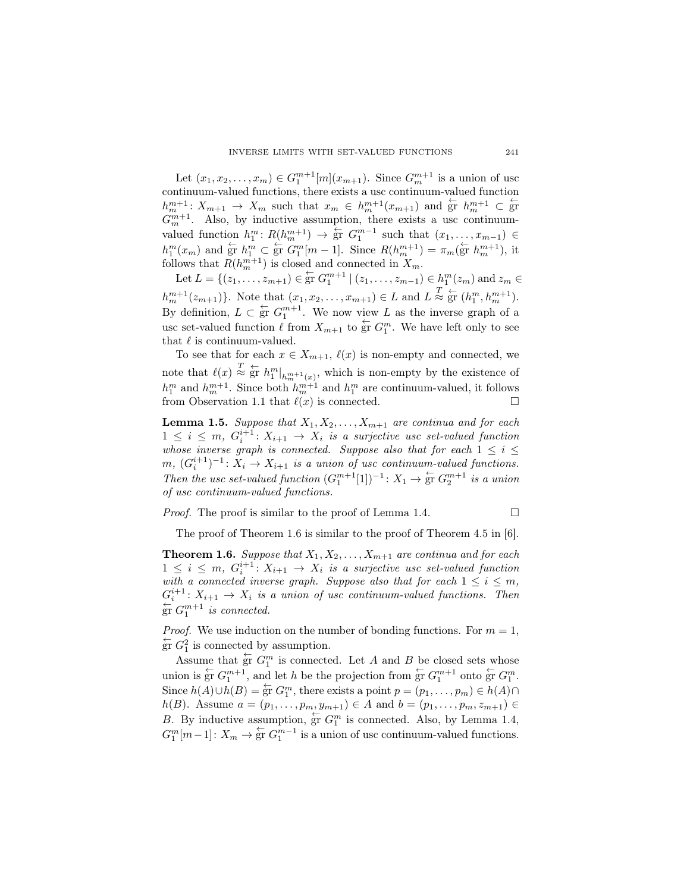Let $(x_1, x_2, \ldots, x_m) \in G_1^{m+1}[m](x_{m+1})$. Since $G_m^{m+1}$ is a union of usc continuum-valued functions, there exists a usc continuum-valued function $h_m^{m+1}\colon X_{m+1} \to X_m$ such that $x_m \in h_m^{m+1}(x_{m+1})$ and $\overleftarrow{\mathrm{gr}}\ h_m^{m+1} \subset \overleftarrow{\mathrm{gr}}\ G_m^{m+1}$. Also, by inductive assumption, there exists a usc continuum-valued function $h_1^m\colon R(h_m^{m+1}) \to \overleftarrow{\mathrm{gr}}\ G_1^{m-1}$ such that $(x_1, \ldots, x_{m-1}) \in h_1^m(x_m)$ and $\overleftarrow{\mathrm{gr}}\ h_1^m \subset \overleftarrow{\mathrm{gr}}\ G_1^m[m-1]$. Since $R(h_m^{m+1}) = \pi_m(\overleftarrow{\mathrm{gr}}\ h_m^{m+1})$, it follows that $R(h_m^{m+1})$ is closed and connected in $X_m$.

Let $L = \{(z_1, \ldots, z_{m+1}) \in \overleftarrow{\mathrm{gr}}\ G_1^{m+1} \mid (z_1, \ldots, z_{m-1}) \in h_1^m(z_m) \text{ and } z_m \in h_m^{m+1}(z_{m+1})\}$. Note that $(x_1, x_2, \ldots, x_{m+1}) \in L$ and $L \overset{T}{\approx} \overleftarrow{\mathrm{gr}}\ (h_1^m, h_m^{m+1})$. By definition, $L \subset \overleftarrow{\mathrm{gr}}\ G_1^{m+1}$. We now view $L$ as the inverse graph of a usc set-valued function $\ell$ from $X_{m+1}$ to $\overleftarrow{\mathrm{gr}}\ G_1^m$. We have left only to see that $\ell$ is continuum-valued.

To see that for each $x \in X_{m+1}$, $\ell(x)$ is non-empty and connected, we note that $\ell(x) \overset{T}{\approx} \overleftarrow{\mathrm{gr}}\ h_1^m|_{h_m^{m+1}(x)}$, which is non-empty by the existence of $h_1^m$ and $h_m^{m+1}$. Since both $h_m^{m+1}$ and $h_1^m$ are continuum-valued, it follows from Observation 1.1 that $\ell(x)$ is connected. $\square$

**Lemma 1.5.** *Suppose that $X_1, X_2, \ldots, X_{m+1}$ are continua and for each $1 \le i \le m$, $G_i^{i+1}\colon X_{i+1} \to X_i$ is a surjective usc set-valued function whose inverse graph is connected. Suppose also that for each $1 \le i \le m$, $(G_i^{i+1})^{-1}\colon X_i \to X_{i+1}$ is a union of usc continuum-valued functions. Then the usc set-valued function $(G_1^{m+1}[1])^{-1}\colon X_1 \to \overleftarrow{\mathrm{gr}}\ G_2^{m+1}$ is a union of usc continuum-valued functions.*

*Proof.* The proof is similar to the proof of Lemma 1.4. $\square$

The proof of Theorem 1.6 is similar to the proof of Theorem 4.5 in [6].

**Theorem 1.6.** *Suppose that $X_1, X_2, \ldots, X_{m+1}$ are continua and for each $1 \le i \le m$, $G_i^{i+1}\colon X_{i+1} \to X_i$ is a surjective usc set-valued function with a connected inverse graph. Suppose also that for each $1 \le i \le m$, $G_i^{i+1}\colon X_{i+1} \to X_i$ is a union of usc continuum-valued functions. Then $\overleftarrow{\mathrm{gr}}\ G_1^{m+1}$ is connected.*

*Proof.* We use induction on the number of bonding functions. For $m = 1$, $\overleftarrow{\mathrm{gr}}\ G_1^2$ is connected by assumption.

Assume that $\overleftarrow{\mathrm{gr}}\ G_1^m$ is connected. Let $A$ and $B$ be closed sets whose union is $\overleftarrow{\mathrm{gr}}\ G_1^{m+1}$, and let $h$ be the projection from $\overleftarrow{\mathrm{gr}}\ G_1^{m+1}$ onto $\overleftarrow{\mathrm{gr}}\ G_1^m$. Since $h(A) \cup h(B) = \overleftarrow{\mathrm{gr}}\ G_1^m$, there exists a point $p = (p_1, \ldots, p_m) \in h(A) \cap h(B)$. Assume $a = (p_1, \ldots, p_m, y_{m+1}) \in A$ and $b = (p_1, \ldots, p_m, z_{m+1}) \in B$. By inductive assumption, $\overleftarrow{\mathrm{gr}}\ G_1^m$ is connected. Also, by Lemma 1.4, $G_1^m[m-1]\colon X_m \to \overleftarrow{\mathrm{gr}}\ G_1^{m-1}$ is a union of usc continuum-valued functions.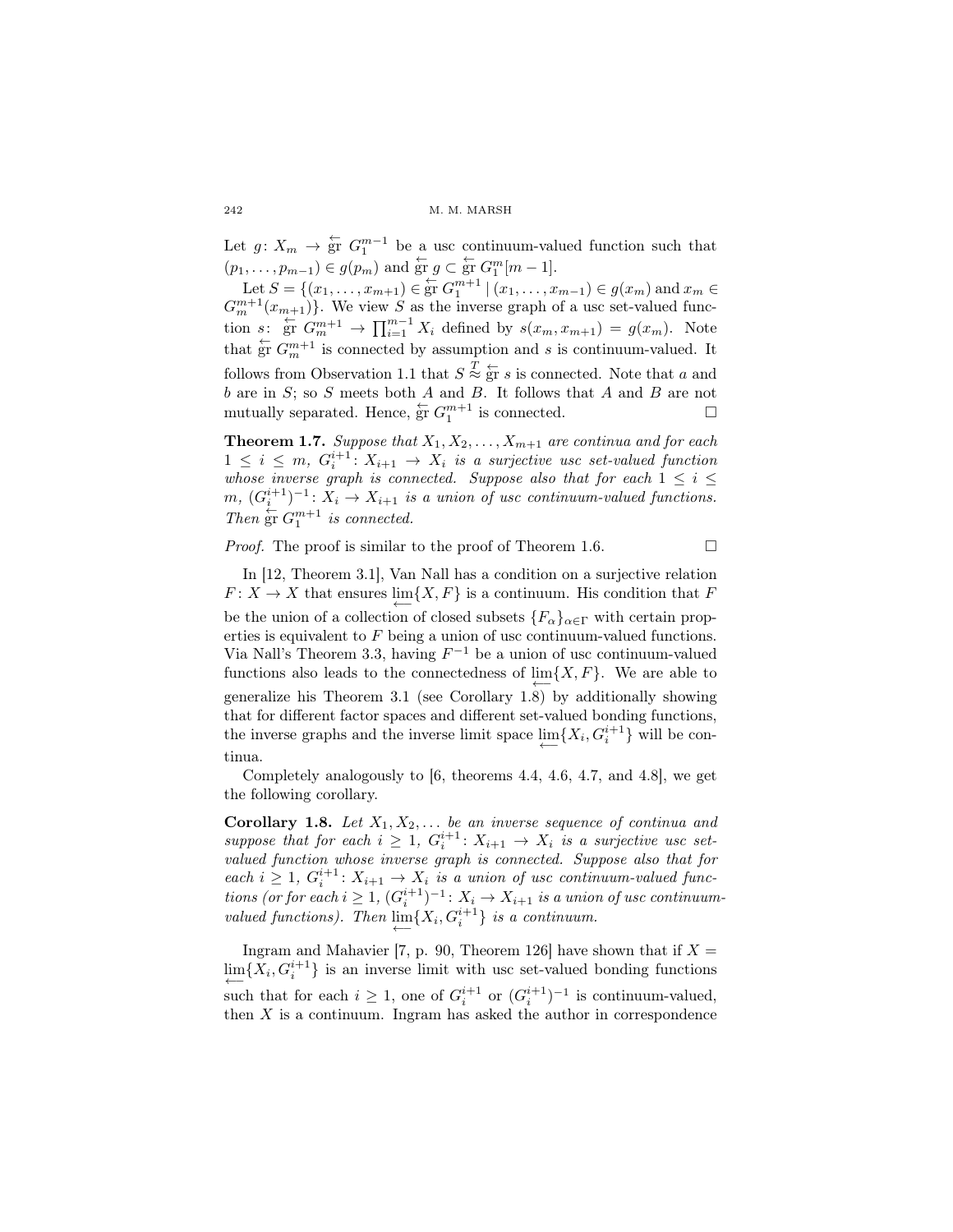Let $g\colon X_m \to \overleftarrow{\text{gr}}\ G_1^{m-1}$ be a usc continuum-valued function such that $(p_1, \ldots, p_{m-1}) \in g(p_m)$ and $\overleftarrow{\text{gr}}\ g \subset \overleftarrow{\text{gr}}\ G_1^m[m-1]$.

Let $S = \{(x_1, \ldots, x_{m+1}) \in \overleftarrow{\text{gr}}\ G_1^{m+1} \mid (x_1, \ldots, x_{m-1}) \in g(x_m) \text{ and } x_m \in G_m^{m+1}(x_{m+1})\}$. We view $S$ as the inverse graph of a usc set-valued function $s\colon \overleftarrow{\text{gr}}\ G_m^{m+1} \to \prod_{i=1}^{m-1} X_i$ defined by $s(x_m, x_{m+1}) = g(x_m)$. Note that $\overleftarrow{\text{gr}}\ G_m^{m+1}$ is connected by assumption and $s$ is continuum-valued. It follows from Observation 1.1 that $S \overset{T}{\approx} \overleftarrow{\text{gr}}\ s$ is connected. Note that $a$ and $b$ are in $S$; so $S$ meets both $A$ and $B$. It follows that $A$ and $B$ are not mutually separated. Hence, $\overleftarrow{\text{gr}}\ G_1^{m+1}$ is connected. □

**Theorem 1.7.** *Suppose that $X_1, X_2, \ldots, X_{m+1}$ are continua and for each $1 \le i \le m$, $G_i^{i+1}\colon X_{i+1} \to X_i$ is a surjective usc set-valued function whose inverse graph is connected. Suppose also that for each $1 \le i \le m$, $(G_i^{i+1})^{-1}\colon X_i \to X_{i+1}$ is a union of usc continuum-valued functions. Then $\overleftarrow{\text{gr}}\ G_1^{m+1}$ is connected.*

*Proof.* The proof is similar to the proof of Theorem 1.6. □

In [12, Theorem 3.1], Van Nall has a condition on a surjective relation $F\colon X \to X$ that ensures $\varprojlim\{X, F\}$ is a continuum. His condition that $F$ be the union of a collection of closed subsets $\{F_\alpha\}_{\alpha\in\Gamma}$ with certain properties is equivalent to $F$ being a union of usc continuum-valued functions. Via Nall's Theorem 3.3, having $F^{-1}$ be a union of usc continuum-valued functions also leads to the connectedness of $\varprojlim\{X, F\}$. We are able to generalize his Theorem 3.1 (see Corollary 1.8) by additionally showing that for different factor spaces and different set-valued bonding functions, the inverse graphs and the inverse limit space $\varprojlim\{X_i, G_i^{i+1}\}$ will be continua.

Completely analogously to [6, theorems 4.4, 4.6, 4.7, and 4.8], we get the following corollary.

**Corollary 1.8.** *Let $X_1, X_2, \ldots$ be an inverse sequence of continua and suppose that for each $i \ge 1$, $G_i^{i+1}\colon X_{i+1} \to X_i$ is a surjective usc set-valued function whose inverse graph is connected. Suppose also that for each $i \ge 1$, $G_i^{i+1}\colon X_{i+1} \to X_i$ is a union of usc continuum-valued functions (or for each $i \ge 1$, $(G_i^{i+1})^{-1}\colon X_i \to X_{i+1}$ is a union of usc continuum-valued functions). Then $\varprojlim\{X_i, G_i^{i+1}\}$ is a continuum.*

Ingram and Mahavier [7, p. 90, Theorem 126] have shown that if $X = \varprojlim\{X_i, G_i^{i+1}\}$ is an inverse limit with usc set-valued bonding functions such that for each $i \ge 1$, one of $G_i^{i+1}$ or $(G_i^{i+1})^{-1}$ is continuum-valued, then $X$ is a continuum. Ingram has asked the author in correspondence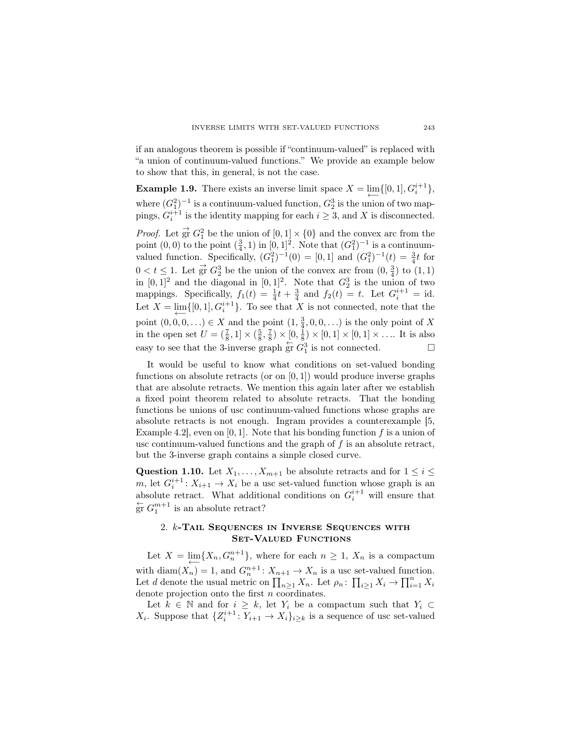if an analogous theorem is possible if "continuum-valued" is replaced with "a union of continuum-valued functions." We provide an example below to show that this, in general, is not the case.

**Example 1.9.** There exists an inverse limit space $X = \varprojlim\{[0,1], G_i^{i+1}\}$, where $(G_1^2)^{-1}$ is a continuum-valued function, $G_2^3$ is the union of two mappings, $G_i^{i+1}$ is the identity mapping for each $i \geq 3$, and $X$ is disconnected.

*Proof.* Let $\overrightarrow{\text{gr}}\, G_1^2$ be the union of $[0,1] \times \{0\}$ and the convex arc from the point $(0,0)$ to the point $(\frac{3}{4}, 1)$ in $[0,1]^2$. Note that $(G_1^2)^{-1}$ is a continuum-valued function. Specifically, $(G_1^2)^{-1}(0) = [0,1]$ and $(G_1^2)^{-1}(t) = \frac{3}{4}t$ for $0 < t \leq 1$. Let $\overrightarrow{\text{gr}}\, G_2^3$ be the union of the convex arc from $(0, \frac{3}{4})$ to $(1,1)$ in $[0,1]^2$ and the diagonal in $[0,1]^2$. Note that $G_2^3$ is the union of two mappings. Specifically, $f_1(t) = \frac{1}{4}t + \frac{3}{4}$ and $f_2(t) = t$. Let $G_i^{i+1} = \text{id}$. Let $X = \varprojlim\{[0,1], G_i^{i+1}\}$. To see that $X$ is not connected, note that the point $(0,0,0,\ldots) \in X$ and the point $(1, \frac{3}{4}, 0, 0, \ldots)$ is the only point of $X$ in the open set $U = (\frac{7}{8}, 1] \times (\frac{5}{8}, \frac{7}{8}) \times [0, \frac{1}{8}) \times [0,1] \times [0,1] \times \ldots$. It is also easy to see that the 3-inverse graph $\overleftarrow{\text{gr}}\, G_1^3$ is not connected. $\square$

It would be useful to know what conditions on set-valued bonding functions on absolute retracts (or on $[0,1]$) would produce inverse graphs that are absolute retracts. We mention this again later after we establish a fixed point theorem related to absolute retracts. That the bonding functions be unions of usc continuum-valued functions whose graphs are absolute retracts is not enough. Ingram provides a counterexample [5, Example 4.2], even on $[0,1]$. Note that his bonding function $f$ is a union of usc continuum-valued functions and the graph of $f$ is an absolute retract, but the 3-inverse graph contains a simple closed curve.

**Question 1.10.** Let $X_1, \ldots, X_{m+1}$ be absolute retracts and for $1 \leq i \leq m$, let $G_i^{i+1}\colon X_{i+1} \to X_i$ be a usc set-valued function whose graph is an absolute retract. What additional conditions on $G_i^{i+1}$ will ensure that $\overleftarrow{\text{gr}}\, G_1^{m+1}$ is an absolute retract?

## 2. $k$-Tail Sequences in Inverse Sequences with Set-Valued Functions

Let $X = \varprojlim\{X_n, G_n^{n+1}\}$, where for each $n \geq 1$, $X_n$ is a compactum with $\text{diam}(X_n) = 1$, and $G_n^{n+1}\colon X_{n+1} \to X_n$ is a usc set-valued function. Let $d$ denote the usual metric on $\prod_{n \geq 1} X_n$. Let $\rho_n\colon \prod_{i \geq 1} X_i \to \prod_{i=1}^n X_i$ denote projection onto the first $n$ coordinates.

Let $k \in \mathbb{N}$ and for $i \geq k$, let $Y_i$ be a compactum such that $Y_i \subset X_i$. Suppose that $\{Z_i^{i+1}\colon Y_{i+1} \to X_i\}_{i \geq k}$ is a sequence of usc set-valued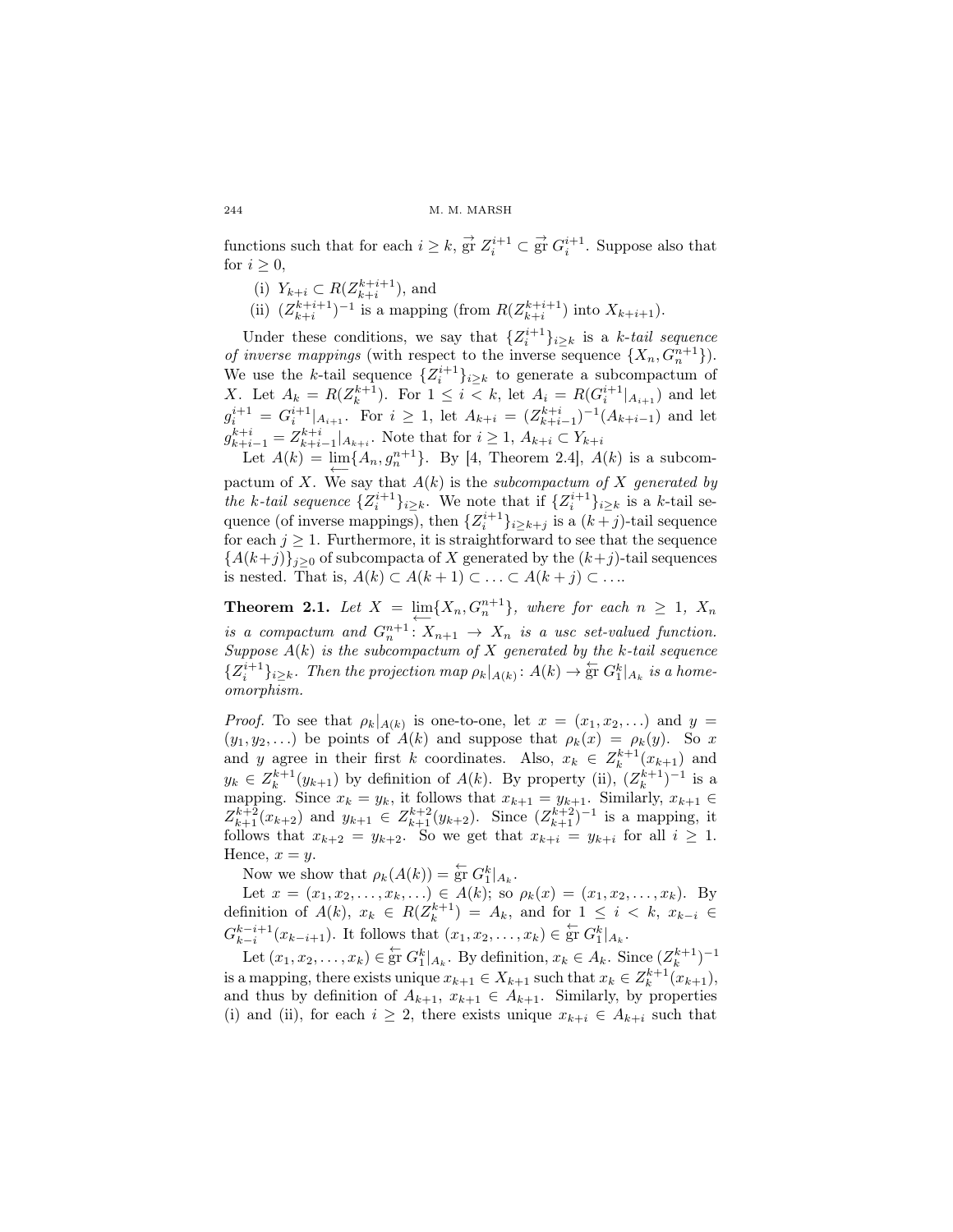functions such that for each $i \geq k$, $\overrightarrow{\text{gr}}\, Z_i^{i+1} \subset \overrightarrow{\text{gr}}\, G_i^{i+1}$. Suppose also that for $i \geq 0$,

(i) $Y_{k+i} \subset R(Z_{k+i}^{k+i+1})$, and

(ii) $(Z_{k+i}^{k+i+1})^{-1}$ is a mapping (from $R(Z_{k+i}^{k+i+1})$ into $X_{k+i+1}$).

Under these conditions, we say that $\{Z_i^{i+1}\}_{i \geq k}$ is a *k-tail sequence of inverse mappings* (with respect to the inverse sequence $\{X_n, G_n^{n+1}\}$). We use the $k$-tail sequence $\{Z_i^{i+1}\}_{i \geq k}$ to generate a subcompactum of $X$. Let $A_k = R(Z_k^{k+1})$. For $1 \leq i < k$, let $A_i = R(G_i^{i+1}|_{A_{i+1}})$ and let $g_i^{i+1} = G_i^{i+1}|_{A_{i+1}}$. For $i \geq 1$, let $A_{k+i} = (Z_{k+i-1}^{k+i})^{-1}(A_{k+i-1})$ and let $g_{k+i-1}^{k+i} = Z_{k+i-1}^{k+i}|_{A_{k+i}}$. Note that for $i \geq 1$, $A_{k+i} \subset Y_{k+i}$

Let $A(k) = \varprojlim\{A_n, g_n^{n+1}\}$. By [4, Theorem 2.4], $A(k)$ is a subcompactum of $X$. We say that $A(k)$ is the *subcompactum of $X$ generated by the $k$-tail sequence* $\{Z_i^{i+1}\}_{i \geq k}$. We note that if $\{Z_i^{i+1}\}_{i \geq k}$ is a $k$-tail sequence (of inverse mappings), then $\{Z_i^{i+1}\}_{i \geq k+j}$ is a $(k+j)$-tail sequence for each $j \geq 1$. Furthermore, it is straightforward to see that the sequence $\{A(k+j)\}_{j \geq 0}$ of subcompacta of $X$ generated by the $(k+j)$-tail sequences is nested. That is, $A(k) \subset A(k+1) \subset \ldots \subset A(k+j) \subset \ldots$.

**Theorem 2.1.** *Let $X = \varprojlim\{X_n, G_n^{n+1}\}$, where for each $n \geq 1$, $X_n$ is a compactum and $G_n^{n+1} \colon X_{n+1} \to X_n$ is a usc set-valued function. Suppose $A(k)$ is the subcompactum of $X$ generated by the $k$-tail sequence $\{Z_i^{i+1}\}_{i \geq k}$. Then the projection map $\rho_k|_{A(k)} \colon A(k) \to \overleftarrow{\text{gr}}\, G_1^k|_{A_k}$ is a homeomorphism.*

*Proof.* To see that $\rho_k|_{A(k)}$ is one-to-one, let $x = (x_1, x_2, \ldots)$ and $y = (y_1, y_2, \ldots)$ be points of $A(k)$ and suppose that $\rho_k(x) = \rho_k(y)$. So $x$ and $y$ agree in their first $k$ coordinates. Also, $x_k \in Z_k^{k+1}(x_{k+1})$ and $y_k \in Z_k^{k+1}(y_{k+1})$ by definition of $A(k)$. By property (ii), $(Z_k^{k+1})^{-1}$ is a mapping. Since $x_k = y_k$, it follows that $x_{k+1} = y_{k+1}$. Similarly, $x_{k+1} \in Z_{k+1}^{k+2}(x_{k+2})$ and $y_{k+1} \in Z_{k+1}^{k+2}(y_{k+2})$. Since $(Z_{k+1}^{k+2})^{-1}$ is a mapping, it follows that $x_{k+2} = y_{k+2}$. So we get that $x_{k+i} = y_{k+i}$ for all $i \geq 1$. Hence, $x = y$.

Now we show that $\rho_k(A(k)) = \overleftarrow{\text{gr}}\, G_1^k|_{A_k}$.

Let $x = (x_1, x_2, \ldots, x_k, \ldots) \in A(k)$; so $\rho_k(x) = (x_1, x_2, \ldots, x_k)$. By definition of $A(k)$, $x_k \in R(Z_k^{k+1}) = A_k$, and for $1 \leq i < k$, $x_{k-i} \in G_{k-i}^{k-i+1}(x_{k-i+1})$. It follows that $(x_1, x_2, \ldots, x_k) \in \overleftarrow{\text{gr}}\, G_1^k|_{A_k}$.

Let $(x_1, x_2, \ldots, x_k) \in \overleftarrow{\text{gr}}\, G_1^k|_{A_k}$. By definition, $x_k \in A_k$. Since $(Z_k^{k+1})^{-1}$ is a mapping, there exists unique $x_{k+1} \in X_{k+1}$ such that $x_k \in Z_k^{k+1}(x_{k+1})$, and thus by definition of $A_{k+1}$, $x_{k+1} \in A_{k+1}$. Similarly, by properties (i) and (ii), for each $i \geq 2$, there exists unique $x_{k+i} \in A_{k+i}$ such that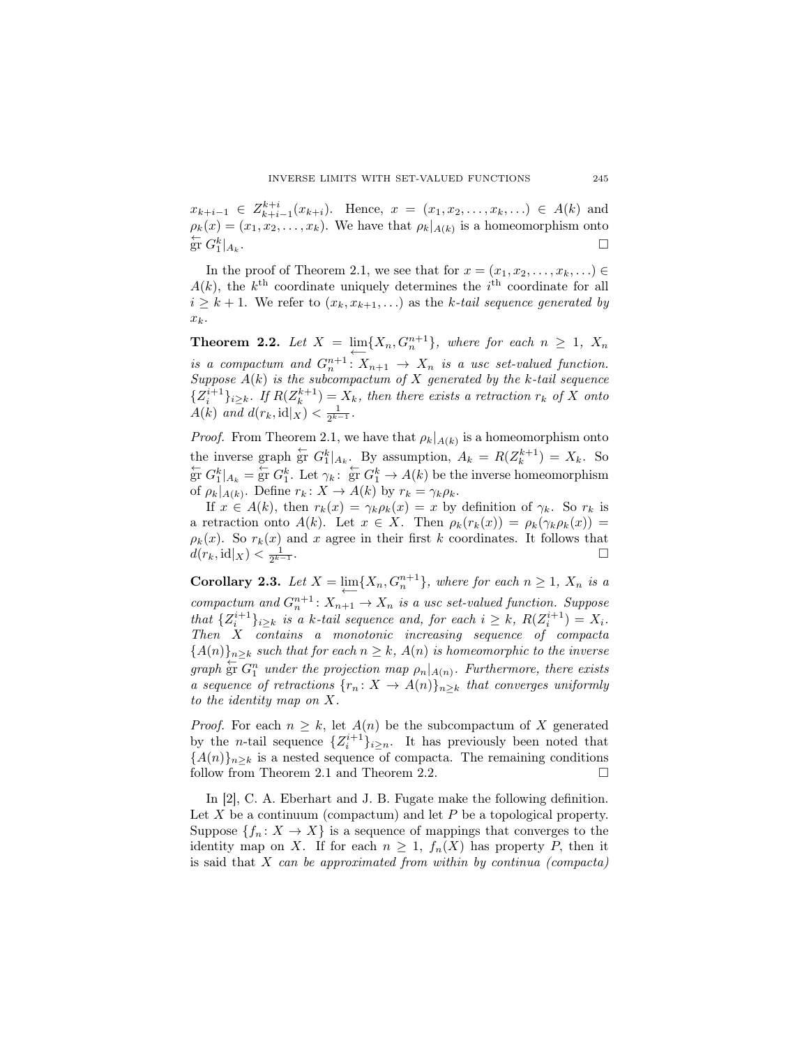$x_{k+i-1} \in Z^{k+i}_{k+i-1}(x_{k+i})$. Hence, $x = (x_1, x_2, \ldots, x_k, \ldots) \in A(k)$ and $\rho_k(x) = (x_1, x_2, \ldots, x_k)$. We have that $\rho_k|_{A(k)}$ is a homeomorphism onto $\overleftarrow{\text{gr}}\ G^k_1|_{A_k}$. □

In the proof of Theorem 2.1, we see that for $x = (x_1, x_2, \ldots, x_k, \ldots) \in A(k)$, the $k^{\text{th}}$ coordinate uniquely determines the $i^{\text{th}}$ coordinate for all $i \geq k + 1$. We refer to $(x_k, x_{k+1}, \ldots)$ as the *$k$-tail sequence generated by $x_k$*.

**Theorem 2.2.** *Let $X = \varprojlim\{X_n, G^{n+1}_n\}$, where for each $n \geq 1$, $X_n$ is a compactum and $G^{n+1}_n \colon X_{n+1} \to X_n$ is a usc set-valued function. Suppose $A(k)$ is the subcompactum of $X$ generated by the $k$-tail sequence $\{Z^{i+1}_i\}_{i \geq k}$. If $R(Z^{k+1}_k) = X_k$, then there exists a retraction $r_k$ of $X$ onto $A(k)$ and $d(r_k, \text{id}|_X) < \frac{1}{2^{k-1}}$.*

*Proof.* From Theorem 2.1, we have that $\rho_k|_{A(k)}$ is a homeomorphism onto the inverse graph $\overleftarrow{\text{gr}}\ G^k_1|_{A_k}$. By assumption, $A_k = R(Z^{k+1}_k) = X_k$. So $\overleftarrow{\text{gr}}\ G^k_1|_{A_k} = \overleftarrow{\text{gr}}\ G^k_1$. Let $\gamma_k \colon \overleftarrow{\text{gr}}\ G^k_1 \to A(k)$ be the inverse homeomorphism of $\rho_k|_{A(k)}$. Define $r_k \colon X \to A(k)$ by $r_k = \gamma_k \rho_k$.

If $x \in A(k)$, then $r_k(x) = \gamma_k \rho_k(x) = x$ by definition of $\gamma_k$. So $r_k$ is a retraction onto $A(k)$. Let $x \in X$. Then $\rho_k(r_k(x)) = \rho_k(\gamma_k \rho_k(x)) = \rho_k(x)$. So $r_k(x)$ and $x$ agree in their first $k$ coordinates. It follows that $d(r_k, \text{id}|_X) < \frac{1}{2^{k-1}}$. □

**Corollary 2.3.** *Let $X = \varprojlim\{X_n, G^{n+1}_n\}$, where for each $n \geq 1$, $X_n$ is a compactum and $G^{n+1}_n \colon X_{n+1} \to X_n$ is a usc set-valued function. Suppose that $\{Z^{i+1}_i\}_{i \geq k}$ is a $k$-tail sequence and, for each $i \geq k$, $R(Z^{i+1}_i) = X_i$. Then $X$ contains a monotonic increasing sequence of compacta $\{A(n)\}_{n \geq k}$ such that for each $n \geq k$, $A(n)$ is homeomorphic to the inverse graph $\overleftarrow{\text{gr}}\ G^n_1$ under the projection map $\rho_n|_{A(n)}$. Furthermore, there exists a sequence of retractions $\{r_n \colon X \to A(n)\}_{n \geq k}$ that converges uniformly to the identity map on $X$.*

*Proof.* For each $n \geq k$, let $A(n)$ be the subcompactum of $X$ generated by the $n$-tail sequence $\{Z^{i+1}_i\}_{i \geq n}$. It has previously been noted that $\{A(n)\}_{n \geq k}$ is a nested sequence of compacta. The remaining conditions follow from Theorem 2.1 and Theorem 2.2. □

In [2], C. A. Eberhart and J. B. Fugate make the following definition. Let $X$ be a continuum (compactum) and let $P$ be a topological property. Suppose $\{f_n \colon X \to X\}$ is a sequence of mappings that converges to the identity map on $X$. If for each $n \geq 1$, $f_n(X)$ has property $P$, then it is said that $X$ *can be approximated from within by continua (compacta)*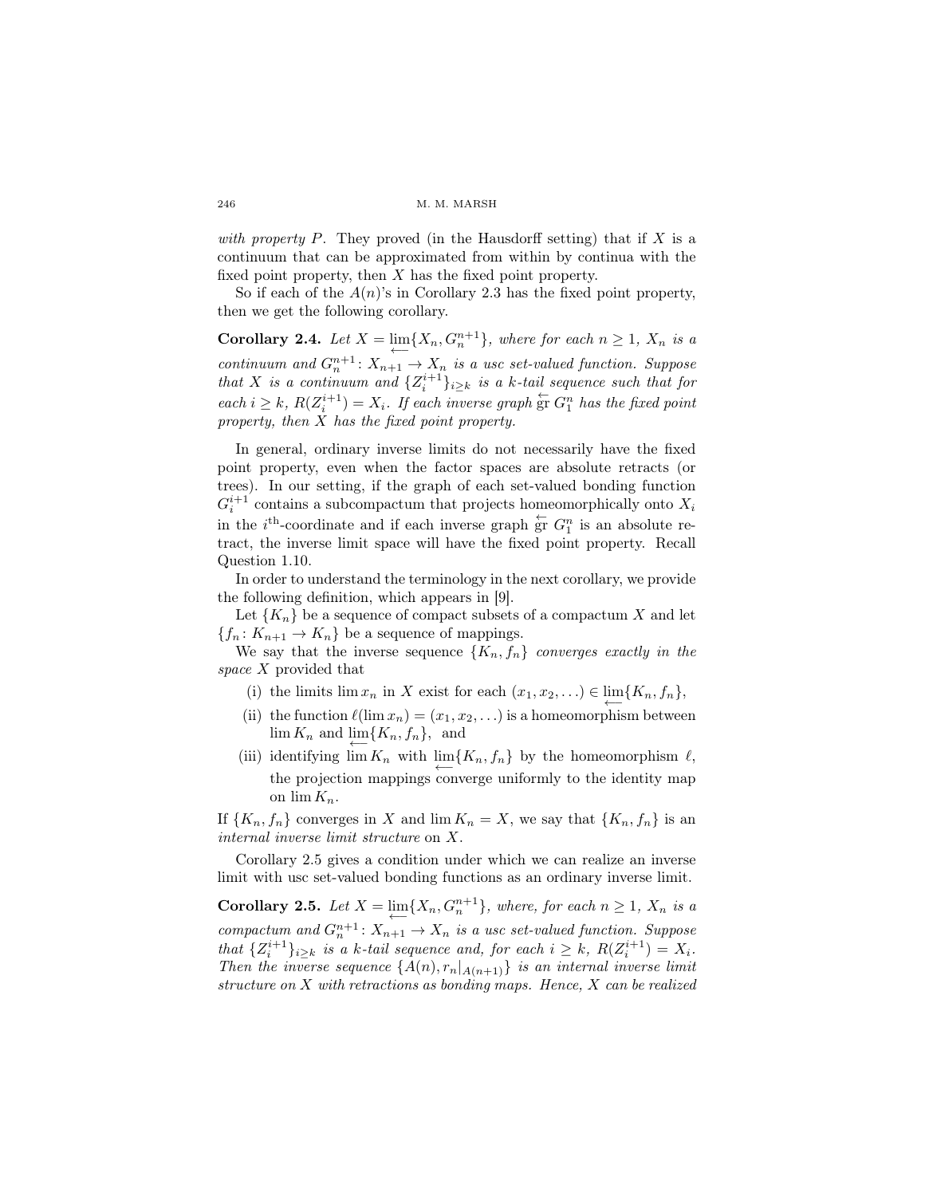*with property P*. They proved (in the Hausdorff setting) that if $X$ is a continuum that can be approximated from within by continua with the fixed point property, then $X$ has the fixed point property.

So if each of the $A(n)$'s in Corollary 2.3 has the fixed point property, then we get the following corollary.

**Corollary 2.4.** *Let $X = \varprojlim\{X_n, G_n^{n+1}\}$, where for each $n \geq 1$, $X_n$ is a continuum and $G_n^{n+1}\colon X_{n+1} \to X_n$ is a usc set-valued function. Suppose that $X$ is a continuum and $\{Z_i^{i+1}\}_{i \geq k}$ is a $k$-tail sequence such that for each $i \geq k$, $R(Z_i^{i+1}) = X_i$. If each inverse graph $\overleftarrow{\text{gr}}\; G_1^n$ has the fixed point property, then $X$ has the fixed point property.*

In general, ordinary inverse limits do not necessarily have the fixed point property, even when the factor spaces are absolute retracts (or trees). In our setting, if the graph of each set-valued bonding function $G_i^{i+1}$ contains a subcompactum that projects homeomorphically onto $X_i$ in the $i^{\text{th}}$-coordinate and if each inverse graph $\overleftarrow{\text{gr}}\; G_1^n$ is an absolute retract, the inverse limit space will have the fixed point property. Recall Question 1.10.

In order to understand the terminology in the next corollary, we provide the following definition, which appears in [9].

Let $\{K_n\}$ be a sequence of compact subsets of a compactum $X$ and let $\{f_n\colon K_{n+1} \to K_n\}$ be a sequence of mappings.

We say that the inverse sequence $\{K_n, f_n\}$ *converges exactly in the space* $X$ provided that

- (i) the limits $\lim x_n$ in $X$ exist for each $(x_1, x_2, \ldots) \in \varprojlim\{K_n, f_n\}$,
- (ii) the function $\ell(\lim x_n) = (x_1, x_2, \ldots)$ is a homeomorphism between $\lim K_n$ and $\varprojlim\{K_n, f_n\}$, and
- (iii) identifying $\lim K_n$ with $\varprojlim\{K_n, f_n\}$ by the homeomorphism $\ell$, the projection mappings converge uniformly to the identity map on $\lim K_n$.

If $\{K_n, f_n\}$ converges in $X$ and $\lim K_n = X$, we say that $\{K_n, f_n\}$ is an *internal inverse limit structure* on $X$.

Corollary 2.5 gives a condition under which we can realize an inverse limit with usc set-valued bonding functions as an ordinary inverse limit.

**Corollary 2.5.** *Let $X = \varprojlim\{X_n, G_n^{n+1}\}$, where, for each $n \geq 1$, $X_n$ is a compactum and $G_n^{n+1}\colon X_{n+1} \to X_n$ is a usc set-valued function. Suppose that $\{Z_i^{i+1}\}_{i \geq k}$ is a $k$-tail sequence and, for each $i \geq k$, $R(Z_i^{i+1}) = X_i$. Then the inverse sequence $\{A(n), r_n|_{A(n+1)}\}$ is an internal inverse limit structure on $X$ with retractions as bonding maps. Hence, $X$ can be realized*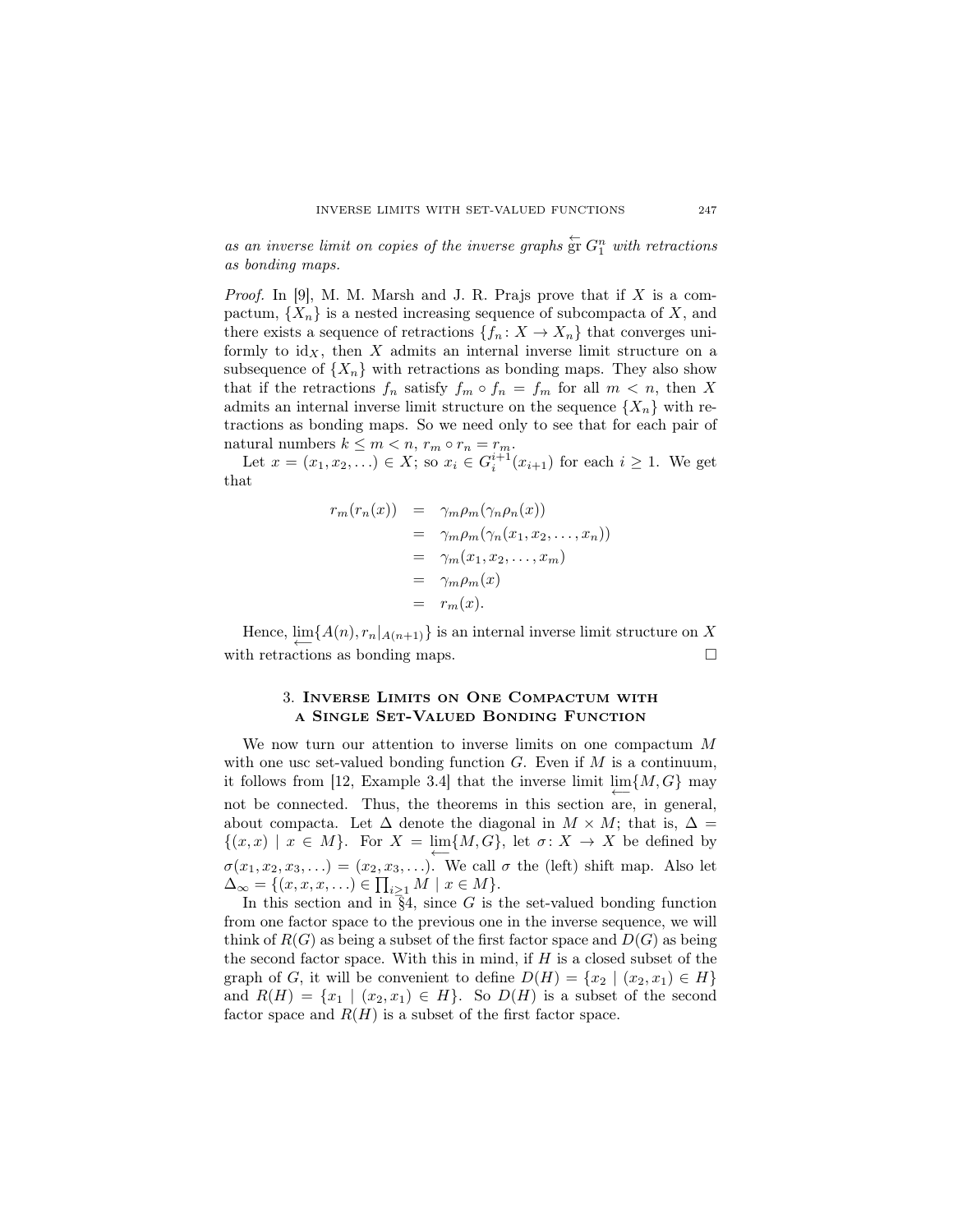*as an inverse limit on copies of the inverse graphs* $\overset{\leftarrow}{\mathrm{gr}}\, G_1^n$ *with retractions as bonding maps.*

*Proof.* In [9], M. M. Marsh and J. R. Prajs prove that if $X$ is a compactum, $\{X_n\}$ is a nested increasing sequence of subcompacta of $X$, and there exists a sequence of retractions $\{f_n \colon X \to X_n\}$ that converges uniformly to $\mathrm{id}_X$, then $X$ admits an internal inverse limit structure on a subsequence of $\{X_n\}$ with retractions as bonding maps. They also show that if the retractions $f_n$ satisfy $f_m \circ f_n = f_m$ for all $m < n$, then $X$ admits an internal inverse limit structure on the sequence $\{X_n\}$ with retractions as bonding maps. So we need only to see that for each pair of natural numbers $k \leq m < n$, $r_m \circ r_n = r_m$.

Let $x = (x_1, x_2, \ldots) \in X$; so $x_i \in G_i^{i+1}(x_{i+1})$ for each $i \geq 1$. We get that

$$
\begin{aligned}
r_m(r_n(x)) &= \gamma_m \rho_m(\gamma_n \rho_n(x)) \\
&= \gamma_m \rho_m(\gamma_n(x_1, x_2, \ldots, x_n)) \\
&= \gamma_m(x_1, x_2, \ldots, x_m) \\
&= \gamma_m \rho_m(x) \\
&= r_m(x).
\end{aligned}
$$

Hence, $\varprojlim\{A(n), r_n|_{A(n+1)}\}$ is an internal inverse limit structure on $X$ with retractions as bonding maps. $\square$

## 3. Inverse Limits on One Compactum with a Single Set-Valued Bonding Function

We now turn our attention to inverse limits on one compactum $M$ with one usc set-valued bonding function $G$. Even if $M$ is a continuum, it follows from [12, Example 3.4] that the inverse limit $\varprojlim\{M, G\}$ may not be connected. Thus, the theorems in this section are, in general, about compacta. Let $\Delta$ denote the diagonal in $M \times M$; that is, $\Delta = \{(x, x) \mid x \in M\}$. For $X = \varprojlim\{M, G\}$, let $\sigma \colon X \to X$ be defined by $\sigma(x_1, x_2, x_3, \ldots) = (x_2, x_3, \ldots)$. We call $\sigma$ the (left) shift map. Also let $\Delta_\infty = \{(x, x, x, \ldots) \in \prod_{i \geq 1} M \mid x \in M\}$.

In this section and in §4, since $G$ is the set-valued bonding function from one factor space to the previous one in the inverse sequence, we will think of $R(G)$ as being a subset of the first factor space and $D(G)$ as being the second factor space. With this in mind, if $H$ is a closed subset of the graph of $G$, it will be convenient to define $D(H) = \{x_2 \mid (x_2, x_1) \in H\}$ and $R(H) = \{x_1 \mid (x_2, x_1) \in H\}$. So $D(H)$ is a subset of the second factor space and $R(H)$ is a subset of the first factor space.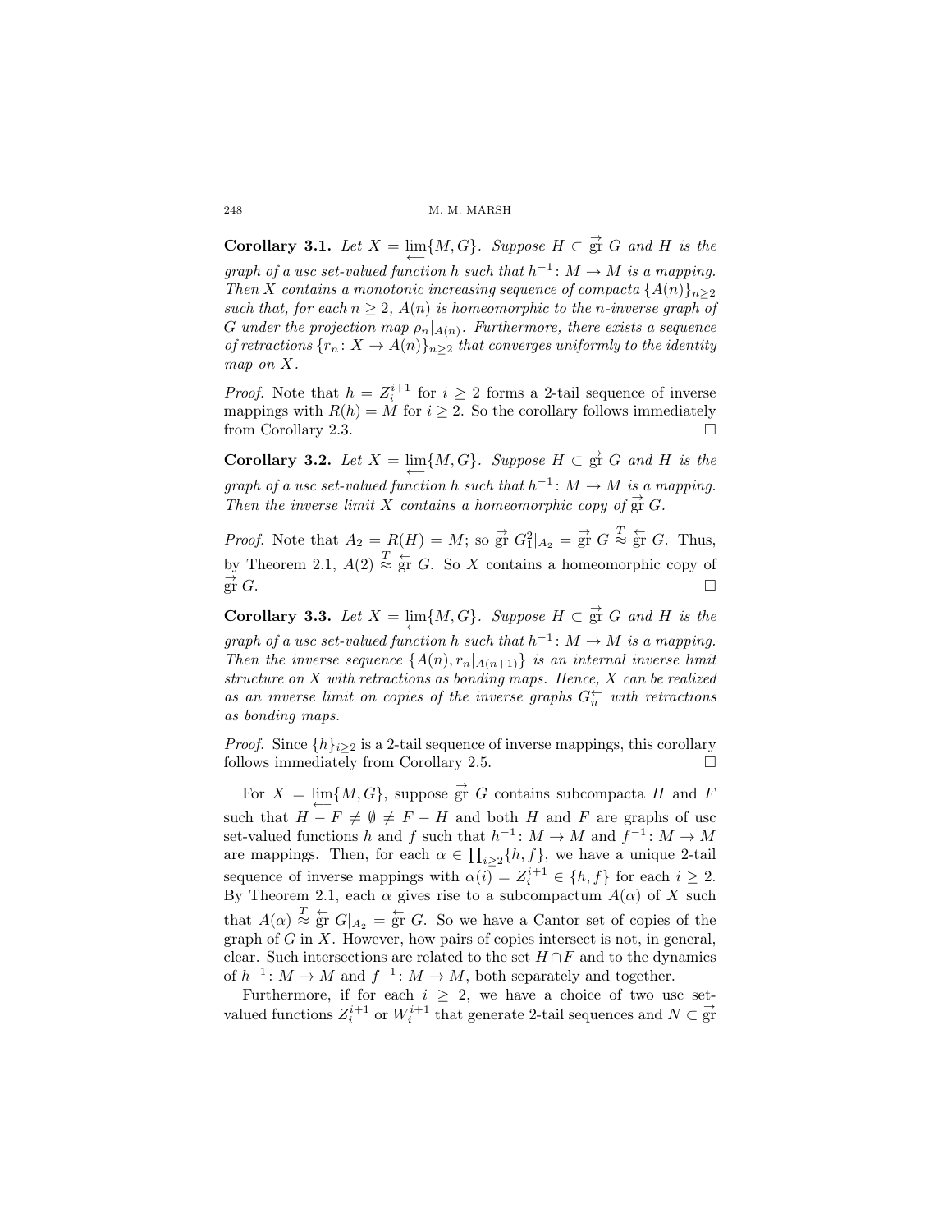**Corollary 3.1.** *Let $X = \varprojlim\{M, G\}$. Suppose $H \subset \overrightarrow{\text{gr}}\, G$ and $H$ is the graph of a usc set-valued function $h$ such that $h^{-1}\colon M \to M$ is a mapping. Then $X$ contains a monotonic increasing sequence of compacta $\{A(n)\}_{n\geq 2}$ such that, for each $n \geq 2$, $A(n)$ is homeomorphic to the $n$-inverse graph of $G$ under the projection map $\rho_n|_{A(n)}$. Furthermore, there exists a sequence of retractions $\{r_n\colon X \to A(n)\}_{n\geq 2}$ that converges uniformly to the identity map on $X$.*

*Proof.* Note that $h = Z_i^{i+1}$ for $i \geq 2$ forms a 2-tail sequence of inverse mappings with $R(h) = M$ for $i \geq 2$. So the corollary follows immediately from Corollary 2.3. $\square$

**Corollary 3.2.** *Let $X = \varprojlim\{M, G\}$. Suppose $H \subset \overrightarrow{\text{gr}}\, G$ and $H$ is the graph of a usc set-valued function $h$ such that $h^{-1}\colon M \to M$ is a mapping. Then the inverse limit $X$ contains a homeomorphic copy of $\overrightarrow{\text{gr}}\, G$.*

*Proof.* Note that $A_2 = R(H) = M$; so $\overrightarrow{\text{gr}}\, G_1^2|_{A_2} = \overrightarrow{\text{gr}}\, G \overset{T}{\approx} \overleftarrow{\text{gr}}\, G$. Thus, by Theorem 2.1, $A(2) \overset{T}{\approx} \overleftarrow{\text{gr}}\, G$. So $X$ contains a homeomorphic copy of $\overrightarrow{\text{gr}}\, G$. $\square$

**Corollary 3.3.** *Let $X = \varprojlim\{M, G\}$. Suppose $H \subset \overrightarrow{\text{gr}}\, G$ and $H$ is the graph of a usc set-valued function $h$ such that $h^{-1}\colon M \to M$ is a mapping. Then the inverse sequence $\{A(n), r_n|_{A(n+1)}\}$ is an internal inverse limit structure on $X$ with retractions as bonding maps. Hence, $X$ can be realized as an inverse limit on copies of the inverse graphs $G_n^{\leftarrow}$ with retractions as bonding maps.*

*Proof.* Since $\{h\}_{i\geq 2}$ is a 2-tail sequence of inverse mappings, this corollary follows immediately from Corollary 2.5. $\square$

For $X = \varprojlim\{M, G\}$, suppose $\overrightarrow{\text{gr}}\, G$ contains subcompacta $H$ and $F$ such that $H - F \neq \emptyset \neq F - H$ and both $H$ and $F$ are graphs of usc set-valued functions $h$ and $f$ such that $h^{-1}\colon M \to M$ and $f^{-1}\colon M \to M$ are mappings. Then, for each $\alpha \in \prod_{i\geq 2}\{h, f\}$, we have a unique 2-tail sequence of inverse mappings with $\alpha(i) = Z_i^{i+1} \in \{h, f\}$ for each $i \geq 2$. By Theorem 2.1, each $\alpha$ gives rise to a subcompactum $A(\alpha)$ of $X$ such that $A(\alpha) \overset{T}{\approx} \overleftarrow{\text{gr}}\, G|_{A_2} = \overleftarrow{\text{gr}}\, G$. So we have a Cantor set of copies of the graph of $G$ in $X$. However, how pairs of copies intersect is not, in general, clear. Such intersections are related to the set $H \cap F$ and to the dynamics of $h^{-1}\colon M \to M$ and $f^{-1}\colon M \to M$, both separately and together.

Furthermore, if for each $i \geq 2$, we have a choice of two usc set-valued functions $Z_i^{i+1}$ or $W_i^{i+1}$ that generate 2-tail sequences and $N \subset \overrightarrow{\text{gr}}$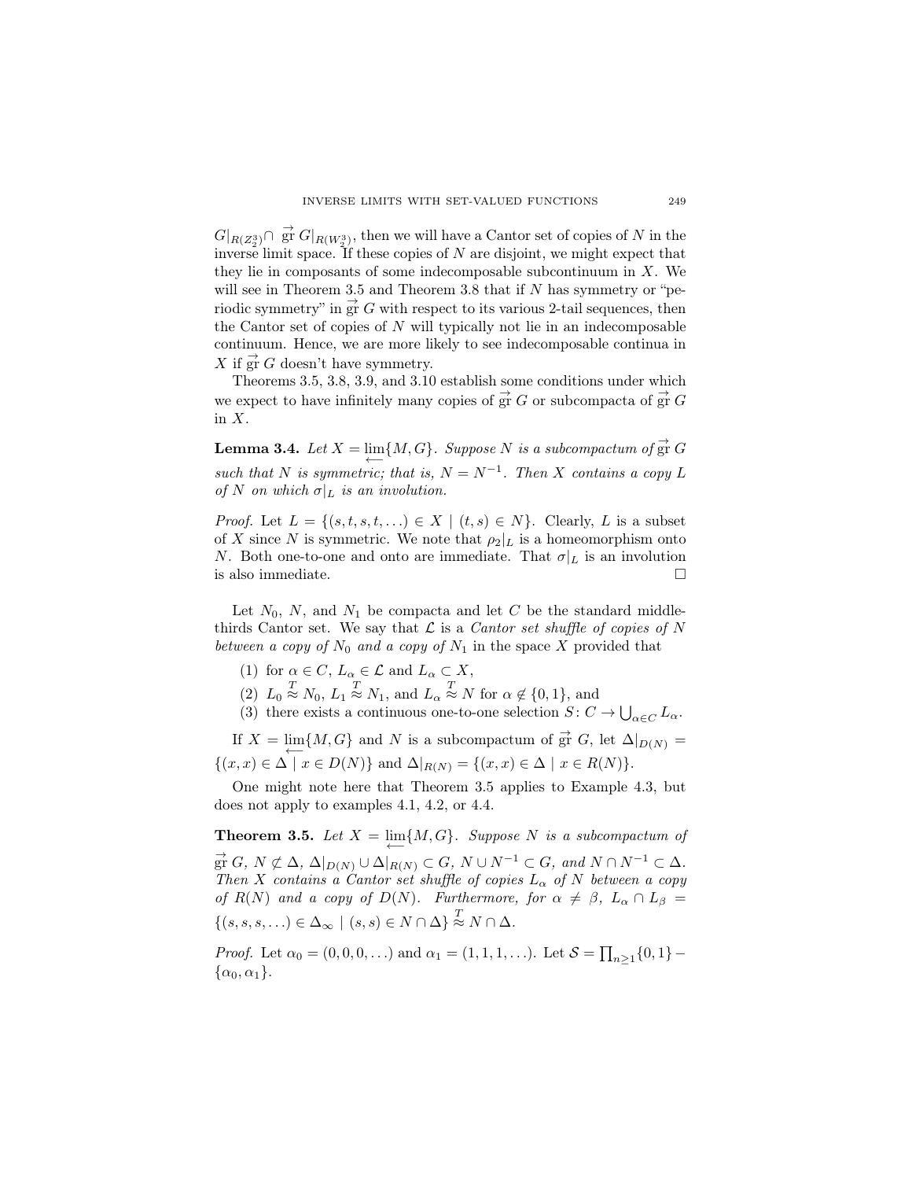$G|_{R(Z_2^3)} \cap \overrightarrow{\text{gr}}\, G|_{R(W_2^3)}$, then we will have a Cantor set of copies of $N$ in the inverse limit space. If these copies of $N$ are disjoint, we might expect that they lie in composants of some indecomposable subcontinuum in $X$. We will see in Theorem 3.5 and Theorem 3.8 that if $N$ has symmetry or "periodic symmetry" in $\overrightarrow{\text{gr}}\, G$ with respect to its various 2-tail sequences, then the Cantor set of copies of $N$ will typically not lie in an indecomposable continuum. Hence, we are more likely to see indecomposable continua in $X$ if $\overrightarrow{\text{gr}}\, G$ doesn't have symmetry.

Theorems 3.5, 3.8, 3.9, and 3.10 establish some conditions under which we expect to have infinitely many copies of $\overrightarrow{\text{gr}}\, G$ or subcompacta of $\overrightarrow{\text{gr}}\, G$ in $X$.

**Lemma 3.4.** *Let $X = \varprojlim\{M, G\}$. Suppose $N$ is a subcompactum of $\overrightarrow{\text{gr}}\, G$ such that $N$ is symmetric; that is, $N = N^{-1}$. Then $X$ contains a copy $L$ of $N$ on which $\sigma|_L$ is an involution.*

*Proof.* Let $L = \{(s, t, s, t, \ldots) \in X \mid (t, s) \in N\}$. Clearly, $L$ is a subset of $X$ since $N$ is symmetric. We note that $\rho_2|_L$ is a homeomorphism onto $N$. Both one-to-one and onto are immediate. That $\sigma|_L$ is an involution is also immediate. $\square$

Let $N_0$, $N$, and $N_1$ be compacta and let $C$ be the standard middle-thirds Cantor set. We say that $\mathcal{L}$ is a *Cantor set shuffle of copies of $N$ between a copy of $N_0$ and a copy of $N_1$* in the space $X$ provided that

(1) for $\alpha \in C$, $L_\alpha \in \mathcal{L}$ and $L_\alpha \subset X$,
(2) $L_0 \overset{T}{\approx} N_0$, $L_1 \overset{T}{\approx} N_1$, and $L_\alpha \overset{T}{\approx} N$ for $\alpha \notin \{0, 1\}$, and
(3) there exists a continuous one-to-one selection $S\colon C \to \bigcup_{\alpha \in C} L_\alpha$.

If $X = \varprojlim\{M, G\}$ and $N$ is a subcompactum of $\overrightarrow{\text{gr}}\, G$, let $\Delta|_{D(N)} = \{(x, x) \in \Delta \mid x \in D(N)\}$ and $\Delta|_{R(N)} = \{(x, x) \in \Delta \mid x \in R(N)\}$.

One might note here that Theorem 3.5 applies to Example 4.3, but does not apply to examples 4.1, 4.2, or 4.4.

**Theorem 3.5.** *Let $X = \varprojlim\{M, G\}$. Suppose $N$ is a subcompactum of $\overrightarrow{\text{gr}}\, G$, $N \not\subset \Delta$, $\Delta|_{D(N)} \cup \Delta|_{R(N)} \subset G$, $N \cup N^{-1} \subset G$, and $N \cap N^{-1} \subset \Delta$. Then $X$ contains a Cantor set shuffle of copies $L_\alpha$ of $N$ between a copy of $R(N)$ and a copy of $D(N)$. Furthermore, for $\alpha \neq \beta$, $L_\alpha \cap L_\beta = \{(s, s, s, \ldots) \in \Delta_\infty \mid (s, s) \in N \cap \Delta\} \overset{T}{\approx} N \cap \Delta$.*

*Proof.* Let $\alpha_0 = (0, 0, 0, \ldots)$ and $\alpha_1 = (1, 1, 1, \ldots)$. Let $\mathcal{S} = \prod_{n \geq 1}\{0, 1\} - \{\alpha_0, \alpha_1\}$.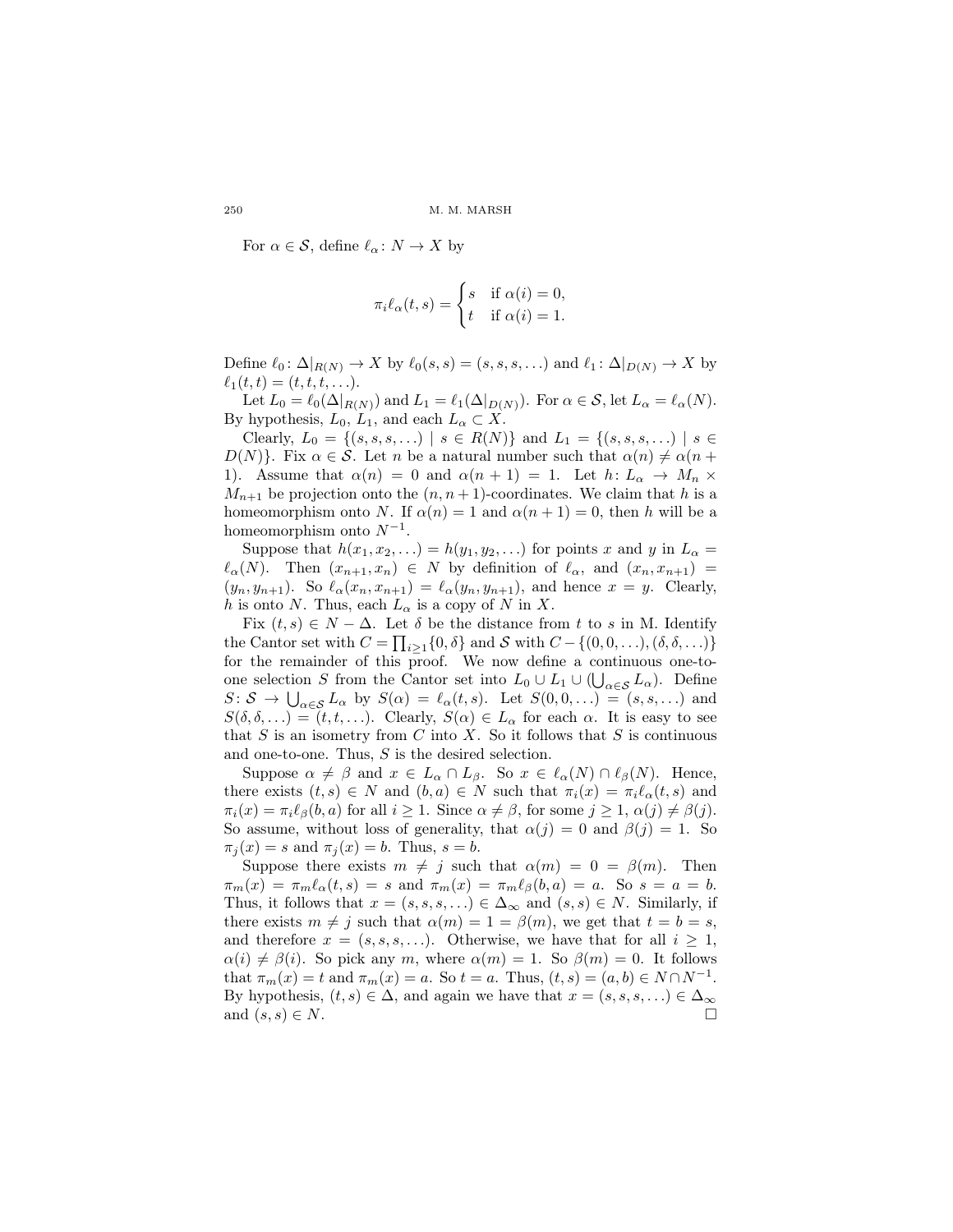For $\alpha \in \mathcal{S}$, define $\ell_\alpha \colon N \to X$ by

$$\pi_i \ell_\alpha(t,s) = \begin{cases} s & \text{if } \alpha(i) = 0, \\ t & \text{if } \alpha(i) = 1. \end{cases}$$

Define $\ell_0 \colon \Delta|_{R(N)} \to X$ by $\ell_0(s,s) = (s,s,s,\ldots)$ and $\ell_1 \colon \Delta|_{D(N)} \to X$ by $\ell_1(t,t) = (t,t,t,\ldots)$.

Let $L_0 = \ell_0(\Delta|_{R(N)})$ and $L_1 = \ell_1(\Delta|_{D(N)})$. For $\alpha \in \mathcal{S}$, let $L_\alpha = \ell_\alpha(N)$. By hypothesis, $L_0$, $L_1$, and each $L_\alpha \subset X$.

Clearly, $L_0 = \{(s,s,s,\ldots) \mid s \in R(N)\}$ and $L_1 = \{(s,s,s,\ldots) \mid s \in D(N)\}$. Fix $\alpha \in \mathcal{S}$. Let $n$ be a natural number such that $\alpha(n) \neq \alpha(n+1)$. Assume that $\alpha(n) = 0$ and $\alpha(n+1) = 1$. Let $h \colon L_\alpha \to M_n \times M_{n+1}$ be projection onto the $(n, n+1)$-coordinates. We claim that $h$ is a homeomorphism onto $N$. If $\alpha(n) = 1$ and $\alpha(n+1) = 0$, then $h$ will be a homeomorphism onto $N^{-1}$.

Suppose that $h(x_1, x_2, \ldots) = h(y_1, y_2, \ldots)$ for points $x$ and $y$ in $L_\alpha = \ell_\alpha(N)$. Then $(x_{n+1}, x_n) \in N$ by definition of $\ell_\alpha$, and $(x_n, x_{n+1}) = (y_n, y_{n+1})$. So $\ell_\alpha(x_n, x_{n+1}) = \ell_\alpha(y_n, y_{n+1})$, and hence $x = y$. Clearly, $h$ is onto $N$. Thus, each $L_\alpha$ is a copy of $N$ in $X$.

Fix $(t,s) \in N - \Delta$. Let $\delta$ be the distance from $t$ to $s$ in M. Identify the Cantor set with $C = \prod_{i \geq 1} \{0, \delta\}$ and $\mathcal{S}$ with $C - \{(0,0,\ldots), (\delta,\delta,\ldots)\}$ for the remainder of this proof. We now define a continuous one-to-one selection $S$ from the Cantor set into $L_0 \cup L_1 \cup (\bigcup_{\alpha \in \mathcal{S}} L_\alpha)$. Define $S \colon \mathcal{S} \to \bigcup_{\alpha \in \mathcal{S}} L_\alpha$ by $S(\alpha) = \ell_\alpha(t,s)$. Let $S(0,0,\ldots) = (s,s,\ldots)$ and $S(\delta,\delta,\ldots) = (t,t,\ldots)$. Clearly, $S(\alpha) \in L_\alpha$ for each $\alpha$. It is easy to see that $S$ is an isometry from $C$ into $X$. So it follows that $S$ is continuous and one-to-one. Thus, $S$ is the desired selection.

Suppose $\alpha \neq \beta$ and $x \in L_\alpha \cap L_\beta$. So $x \in \ell_\alpha(N) \cap \ell_\beta(N)$. Hence, there exists $(t,s) \in N$ and $(b,a) \in N$ such that $\pi_i(x) = \pi_i \ell_\alpha(t,s)$ and $\pi_i(x) = \pi_i \ell_\beta(b,a)$ for all $i \geq 1$. Since $\alpha \neq \beta$, for some $j \geq 1$, $\alpha(j) \neq \beta(j)$. So assume, without loss of generality, that $\alpha(j) = 0$ and $\beta(j) = 1$. So $\pi_j(x) = s$ and $\pi_j(x) = b$. Thus, $s = b$.

Suppose there exists $m \neq j$ such that $\alpha(m) = 0 = \beta(m)$. Then $\pi_m(x) = \pi_m \ell_\alpha(t,s) = s$ and $\pi_m(x) = \pi_m \ell_\beta(b,a) = a$. So $s = a = b$. Thus, it follows that $x = (s,s,s,\ldots) \in \Delta_\infty$ and $(s,s) \in N$. Similarly, if there exists $m \neq j$ such that $\alpha(m) = 1 = \beta(m)$, we get that $t = b = s$, and therefore $x = (s,s,s,\ldots)$. Otherwise, we have that for all $i \geq 1$, $\alpha(i) \neq \beta(i)$. So pick any $m$, where $\alpha(m) = 1$. So $\beta(m) = 0$. It follows that $\pi_m(x) = t$ and $\pi_m(x) = a$. So $t = a$. Thus, $(t,s) = (a,b) \in N \cap N^{-1}$. By hypothesis, $(t,s) \in \Delta$, and again we have that $x = (s,s,s,\ldots) \in \Delta_\infty$ and $(s,s) \in N$. □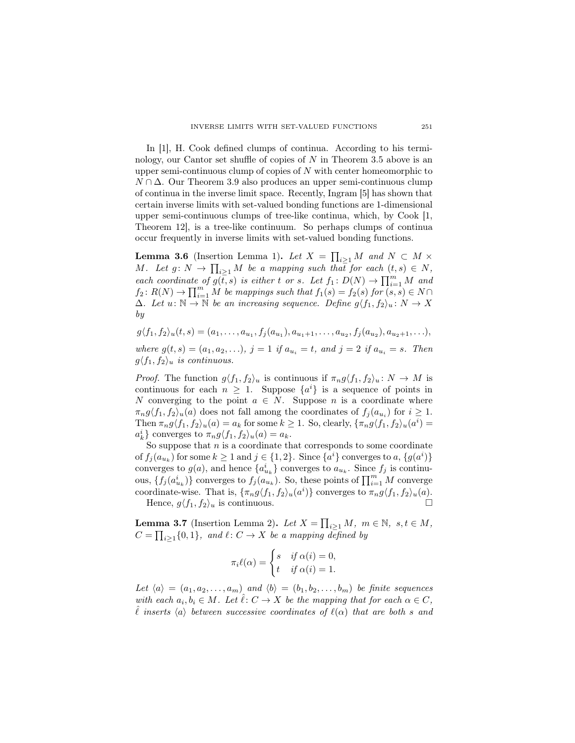In [1], H. Cook defined clumps of continua. According to his terminology, our Cantor set shuffle of copies of $N$ in Theorem 3.5 above is an upper semi-continuous clump of copies of $N$ with center homeomorphic to $N \cap \Delta$. Our Theorem 3.9 also produces an upper semi-continuous clump of continua in the inverse limit space. Recently, Ingram [5] has shown that certain inverse limits with set-valued bonding functions are 1-dimensional upper semi-continuous clumps of tree-like continua, which, by Cook [1, Theorem 12], is a tree-like continuum. So perhaps clumps of continua occur frequently in inverse limits with set-valued bonding functions.

**Lemma 3.6** (Insertion Lemma 1)**.** *Let $X = \prod_{i\geq 1} M$ and $N \subset M \times M$. Let $g\colon N \to \prod_{i\geq 1} M$ be a mapping such that for each $(t,s) \in N$, each coordinate of $g(t,s)$ is either $t$ or $s$. Let $f_1\colon D(N) \to \prod_{i=1}^{m} M$ and $f_2\colon R(N) \to \prod_{i=1}^{m} M$ be mappings such that $f_1(s) = f_2(s)$ for $(s,s) \in N \cap \Delta$. Let $u\colon \mathbb{N} \to \mathbb{N}$ be an increasing sequence. Define $g\langle f_1, f_2\rangle_u \colon N \to X$ by*

$$g\langle f_1, f_2\rangle_u(t,s) = (a_1, \ldots, a_{u_1}, f_j(a_{u_1}), a_{u_1+1}, \ldots, a_{u_2}, f_j(a_{u_2}), a_{u_2+1}, \ldots),$$

*where $g(t,s) = (a_1, a_2, \ldots)$, $j = 1$ if $a_{u_i} = t$, and $j = 2$ if $a_{u_i} = s$. Then $g\langle f_1, f_2\rangle_u$ is continuous.*

*Proof.* The function $g\langle f_1, f_2\rangle_u$ is continuous if $\pi_n g\langle f_1, f_2\rangle_u \colon N \to M$ is continuous for each $n \geq 1$. Suppose $\{a^i\}$ is a sequence of points in $N$ converging to the point $a \in N$. Suppose $n$ is a coordinate where $\pi_n g\langle f_1, f_2\rangle_u(a)$ does not fall among the coordinates of $f_j(a_{u_i})$ for $i \geq 1$. Then $\pi_n g\langle f_1, f_2\rangle_u(a) = a_k$ for some $k \geq 1$. So, clearly, $\{\pi_n g\langle f_1, f_2\rangle_u(a^i) = a^i_k\}$ converges to $\pi_n g\langle f_1, f_2\rangle_u(a) = a_k$.

So suppose that $n$ is a coordinate that corresponds to some coordinate of $f_j(a_{u_k})$ for some $k \geq 1$ and $j \in \{1,2\}$. Since $\{a^i\}$ converges to $a$, $\{g(a^i)\}$ converges to $g(a)$, and hence $\{a^i_{u_k}\}$ converges to $a_{u_k}$. Since $f_j$ is continuous, $\{f_j(a^i_{u_k})\}$ converges to $f_j(a_{u_k})$. So, these points of $\prod_{i=1}^{m} M$ converge coordinate-wise. That is, $\{\pi_n g\langle f_1, f_2\rangle_u(a^i)\}$ converges to $\pi_n g\langle f_1, f_2\rangle_u(a)$.

Hence, $g\langle f_1, f_2\rangle_u$ is continuous. □

**Lemma 3.7** (Insertion Lemma 2)**.** *Let $X = \prod_{i\geq 1} M$, $m \in \mathbb{N}$, $s,t \in M$, $C = \prod_{i\geq 1}\{0,1\}$, and $\ell\colon C \to X$ be a mapping defined by*

$$\pi_i \ell(\alpha) = \begin{cases} s & \text{if } \alpha(i) = 0, \\ t & \text{if } \alpha(i) = 1. \end{cases}$$

*Let $\langle a\rangle = (a_1, a_2, \ldots, a_m)$ and $\langle b\rangle = (b_1, b_2, \ldots, b_m)$ be finite sequences with each $a_i, b_i \in M$. Let $\hat{\ell}\colon C \to X$ be the mapping that for each $\alpha \in C$, $\hat{\ell}$ inserts $\langle a\rangle$ between successive coordinates of $\ell(\alpha)$ that are both $s$ and*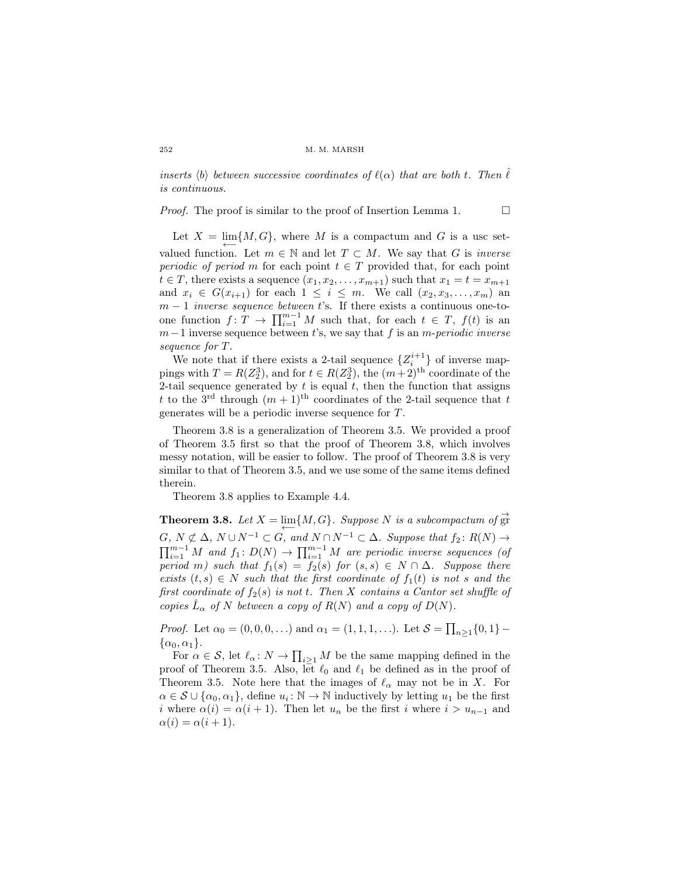*inserts $\langle b \rangle$ between successive coordinates of $\ell(\alpha)$ that are both $t$. Then $\hat{\ell}$ is continuous.*

*Proof.* The proof is similar to the proof of Insertion Lemma 1. $\square$

Let $X = \varprojlim\{M, G\}$, where $M$ is a compactum and $G$ is a usc set-valued function. Let $m \in \mathbb{N}$ and let $T \subset M$. We say that $G$ is *inverse periodic of period* $m$ for each point $t \in T$ provided that, for each point $t \in T$, there exists a sequence $(x_1, x_2, \ldots, x_{m+1})$ such that $x_1 = t = x_{m+1}$ and $x_i \in G(x_{i+1})$ for each $1 \leq i \leq m$. We call $(x_2, x_3, \ldots, x_m)$ an $m-1$ *inverse sequence between* $t$'s. If there exists a continuous one-to-one function $f\colon T \to \prod_{i=1}^{m-1} M$ such that, for each $t \in T$, $f(t)$ is an $m-1$ inverse sequence between $t$'s, we say that $f$ is an $m$-*periodic inverse sequence for* $T$.

We note that if there exists a 2-tail sequence $\{Z_i^{i+1}\}$ of inverse mappings with $T = R(Z_2^3)$, and for $t \in R(Z_2^3)$, the $(m+2)^{\text{th}}$ coordinate of the 2-tail sequence generated by $t$ is equal $t$, then the function that assigns $t$ to the $3^{\text{rd}}$ through $(m+1)^{\text{th}}$ coordinates of the 2-tail sequence that $t$ generates will be a periodic inverse sequence for $T$.

Theorem 3.8 is a generalization of Theorem 3.5. We provided a proof of Theorem 3.5 first so that the proof of Theorem 3.8, which involves messy notation, will be easier to follow. The proof of Theorem 3.8 is very similar to that of Theorem 3.5, and we use some of the same items defined therein.

Theorem 3.8 applies to Example 4.4.

**Theorem 3.8.** *Let $X = \varprojlim\{M, G\}$. Suppose $N$ is a subcompactum of $\overrightarrow{\text{gr}}\, G$, $N \not\subset \Delta$, $N \cup N^{-1} \subset G$, and $N \cap N^{-1} \subset \Delta$. Suppose that $f_2\colon R(N) \to \prod_{i=1}^{m-1} M$ and $f_1\colon D(N) \to \prod_{i=1}^{m-1} M$ are periodic inverse sequences (of period $m$) such that $f_1(s) = f_2(s)$ for $(s,s) \in N \cap \Delta$. Suppose there exists $(t,s) \in N$ such that the first coordinate of $f_1(t)$ is not $s$ and the first coordinate of $f_2(s)$ is not $t$. Then $X$ contains a Cantor set shuffle of copies $\hat{L}_\alpha$ of $N$ between a copy of $R(N)$ and a copy of $D(N)$.*

*Proof.* Let $\alpha_0 = (0,0,0,\ldots)$ and $\alpha_1 = (1,1,1,\ldots)$. Let $\mathcal{S} = \prod_{n \geq 1}\{0,1\} - \{\alpha_0, \alpha_1\}$.

For $\alpha \in \mathcal{S}$, let $\ell_\alpha\colon N \to \prod_{i \geq 1} M$ be the same mapping defined in the proof of Theorem 3.5. Also, let $\ell_0$ and $\ell_1$ be defined as in the proof of Theorem 3.5. Note here that the images of $\ell_\alpha$ may not be in $X$. For $\alpha \in \mathcal{S} \cup \{\alpha_0, \alpha_1\}$, define $u_i\colon \mathbb{N} \to \mathbb{N}$ inductively by letting $u_1$ be the first $i$ where $\alpha(i) = \alpha(i+1)$. Then let $u_n$ be the first $i$ where $i > u_{n-1}$ and $\alpha(i) = \alpha(i+1)$.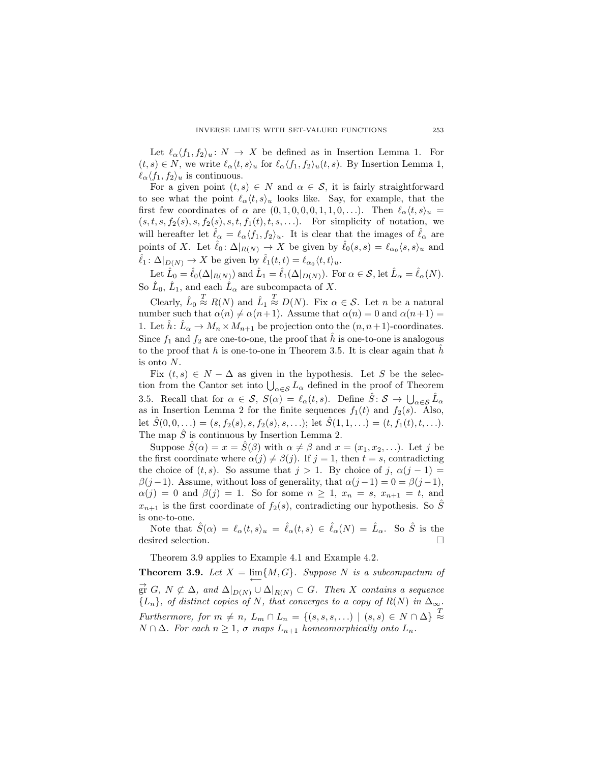Let $\ell_\alpha\langle f_1, f_2\rangle_u : N \to X$ be defined as in Insertion Lemma 1. For $(t,s) \in N$, we write $\ell_\alpha\langle t,s\rangle_u$ for $\ell_\alpha\langle f_1, f_2\rangle_u(t,s)$. By Insertion Lemma 1, $\ell_\alpha\langle f_1, f_2\rangle_u$ is continuous.

For a given point $(t,s) \in N$ and $\alpha \in \mathcal{S}$, it is fairly straightforward to see what the point $\ell_\alpha\langle t,s\rangle_u$ looks like. Say, for example, that the first few coordinates of $\alpha$ are $(0,1,0,0,0,1,1,0,\ldots)$. Then $\ell_\alpha\langle t,s\rangle_u = (s,t,s,f_2(s),s,f_2(s),s,t,f_1(t),t,s,\ldots)$. For simplicity of notation, we will hereafter let $\hat{\ell}_\alpha = \ell_\alpha\langle f_1, f_2\rangle_u$. It is clear that the images of $\hat{\ell}_\alpha$ are points of $X$. Let $\hat{\ell}_0 : \Delta|_{R(N)} \to X$ be given by $\hat{\ell}_0(s,s) = \ell_{\alpha_0}\langle s,s\rangle_u$ and $\hat{\ell}_1 : \Delta|_{D(N)} \to X$ be given by $\hat{\ell}_1(t,t) = \ell_{\alpha_0}\langle t,t\rangle_u$.

Let $\hat{L}_0 = \hat{\ell}_0(\Delta|_{R(N)})$ and $\hat{L}_1 = \hat{\ell}_1(\Delta|_{D(N)})$. For $\alpha \in \mathcal{S}$, let $\hat{L}_\alpha = \hat{\ell}_\alpha(N)$. So $\hat{L}_0$, $\hat{L}_1$, and each $\hat{L}_\alpha$ are subcompacta of $X$.

Clearly, $\hat{L}_0 \overset{T}{\approx} R(N)$ and $\hat{L}_1 \overset{T}{\approx} D(N)$. Fix $\alpha \in \mathcal{S}$. Let $n$ be a natural number such that $\alpha(n) \neq \alpha(n+1)$. Assume that $\alpha(n) = 0$ and $\alpha(n+1) = 1$. Let $\hat{h} : \hat{L}_\alpha \to M_n \times M_{n+1}$ be projection onto the $(n,n+1)$-coordinates. Since $f_1$ and $f_2$ are one-to-one, the proof that $\hat{h}$ is one-to-one is analogous to the proof that $h$ is one-to-one in Theorem 3.5. It is clear again that $\hat{h}$ is onto $N$.

Fix $(t,s) \in N - \Delta$ as given in the hypothesis. Let $S$ be the selection from the Cantor set into $\bigcup_{\alpha\in\mathcal{S}} L_\alpha$ defined in the proof of Theorem 3.5. Recall that for $\alpha \in \mathcal{S}$, $S(\alpha) = \ell_\alpha(t,s)$. Define $\hat{S} : \mathcal{S} \to \bigcup_{\alpha\in\mathcal{S}} \hat{L}_\alpha$ as in Insertion Lemma 2 for the finite sequences $f_1(t)$ and $f_2(s)$. Also, let $\hat{S}(0,0,\ldots) = (s,f_2(s),s,f_2(s),s,\ldots)$; let $\hat{S}(1,1,\ldots) = (t,f_1(t),t,\ldots)$. The map $\hat{S}$ is continuous by Insertion Lemma 2.

Suppose $\hat{S}(\alpha) = x = \hat{S}(\beta)$ with $\alpha \neq \beta$ and $x = (x_1, x_2, \ldots)$. Let $j$ be the first coordinate where $\alpha(j) \neq \beta(j)$. If $j = 1$, then $t = s$, contradicting the choice of $(t,s)$. So assume that $j > 1$. By choice of $j$, $\alpha(j-1) = \beta(j-1)$. Assume, without loss of generality, that $\alpha(j-1) = 0 = \beta(j-1)$, $\alpha(j) = 0$ and $\beta(j) = 1$. So for some $n \geq 1$, $x_n = s$, $x_{n+1} = t$, and $x_{n+1}$ is the first coordinate of $f_2(s)$, contradicting our hypothesis. So $\hat{S}$ is one-to-one.

Note that $\hat{S}(\alpha) = \ell_\alpha\langle t,s\rangle_u = \hat{\ell}_\alpha(t,s) \in \hat{\ell}_\alpha(N) = \hat{L}_\alpha$. So $\hat{S}$ is the desired selection. $\square$

Theorem 3.9 applies to Example 4.1 and Example 4.2.

**Theorem 3.9.** *Let $X = \varprojlim\{M, G\}$. Suppose $N$ is a subcompactum of $\overrightarrow{\mathrm{gr}}\, G$, $N \not\subset \Delta$, and $\Delta|_{D(N)} \cup \Delta|_{R(N)} \subset G$. Then $X$ contains a sequence $\{L_n\}$, of distinct copies of $N$, that converges to a copy of $R(N)$ in $\Delta_\infty$. Furthermore, for $m \neq n$, $L_m \cap L_n = \{(s,s,s,\ldots) \mid (s,s) \in N \cap \Delta\} \overset{T}{\approx} N \cap \Delta$. For each $n \geq 1$, $\sigma$ maps $L_{n+1}$ homeomorphically onto $L_n$.*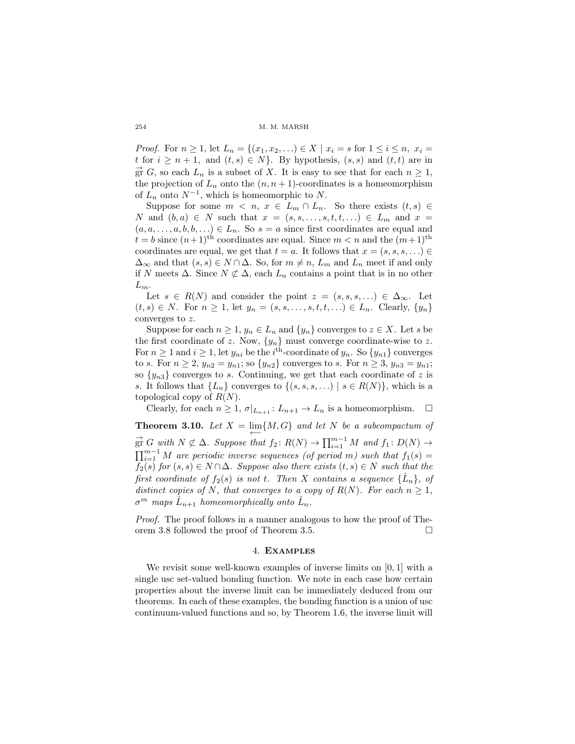*Proof.* For $n \geq 1$, let $L_n = \{(x_1, x_2, \ldots) \in X \mid x_i = s \text{ for } 1 \leq i \leq n,\ x_i = t \text{ for } i \geq n+1, \text{ and } (t, s) \in N\}$. By hypothesis, $(s, s)$ and $(t, t)$ are in $\overrightarrow{\text{gr}}\ G$, so each $L_n$ is a subset of $X$. It is easy to see that for each $n \geq 1$, the projection of $L_n$ onto the $(n, n+1)$-coordinates is a homeomorphism of $L_n$ onto $N^{-1}$, which is homeomorphic to $N$.

Suppose for some $m < n$, $x \in L_m \cap L_n$. So there exists $(t, s) \in N$ and $(b, a) \in N$ such that $x = (s, s, \ldots, s, t, t, \ldots) \in L_m$ and $x = (a, a, \ldots, a, b, b, \ldots) \in L_n$. So $s = a$ since first coordinates are equal and $t = b$ since $(n+1)^{\text{th}}$ coordinates are equal. Since $m < n$ and the $(m+1)^{\text{th}}$ coordinates are equal, we get that $t = a$. It follows that $x = (s, s, s, \ldots) \in \Delta_\infty$ and that $(s, s) \in N \cap \Delta$. So, for $m \neq n$, $L_m$ and $L_n$ meet if and only if $N$ meets $\Delta$. Since $N \not\subset \Delta$, each $L_n$ contains a point that is in no other $L_m$.

Let $s \in R(N)$ and consider the point $z = (s, s, s, \ldots) \in \Delta_\infty$. Let $(t, s) \in N$. For $n \geq 1$, let $y_n = (s, s, \ldots, s, t, t, \ldots) \in L_n$. Clearly, $\{y_n\}$ converges to $z$.

Suppose for each $n \geq 1$, $y_n \in L_n$ and $\{y_n\}$ converges to $z \in X$. Let $s$ be the first coordinate of $z$. Now, $\{y_n\}$ must converge coordinate-wise to $z$. For $n \geq 1$ and $i \geq 1$, let $y_{ni}$ be the $i^{\text{th}}$-coordinate of $y_n$. So $\{y_{n1}\}$ converges to $s$. For $n \geq 2$, $y_{n2} = y_{n1}$; so $\{y_{n2}\}$ converges to $s$. For $n \geq 3$, $y_{n3} = y_{n1}$; so $\{y_{n3}\}$ converges to $s$. Continuing, we get that each coordinate of $z$ is $s$. It follows that $\{L_n\}$ converges to $\{(s, s, s, \ldots) \mid s \in R(N)\}$, which is a topological copy of $R(N)$.

Clearly, for each $n \geq 1$, $\sigma|_{L_{n+1}} \colon L_{n+1} \to L_n$ is a homeomorphism. $\square$

**Theorem 3.10.** *Let $X = \varprojlim\{M, G\}$ and let $N$ be a subcompactum of $\overrightarrow{\text{gr}}\ G$ with $N \not\subset \Delta$. Suppose that $f_2 \colon R(N) \to \prod_{i=1}^{m-1} M$ and $f_1 \colon D(N) \to \prod_{i=1}^{m-1} M$ are periodic inverse sequences (of period $m$) such that $f_1(s) = f_2(s)$ for $(s, s) \in N \cap \Delta$. Suppose also there exists $(t, s) \in N$ such that the first coordinate of $f_2(s)$ is not $t$. Then $X$ contains a sequence $\{\hat{L}_n\}$, of distinct copies of $N$, that converges to a copy of $R(N)$. For each $n \geq 1$, $\sigma^m$ maps $\hat{L}_{n+1}$ homeomorphically onto $\hat{L}_n$.*

*Proof.* The proof follows in a manner analogous to how the proof of Theorem 3.8 followed the proof of Theorem 3.5. $\square$

## 4. Examples

We revisit some well-known examples of inverse limits on $[0, 1]$ with a single usc set-valued bonding function. We note in each case how certain properties about the inverse limit can be immediately deduced from our theorems. In each of these examples, the bonding function is a union of usc continuum-valued functions and so, by Theorem 1.6, the inverse limit will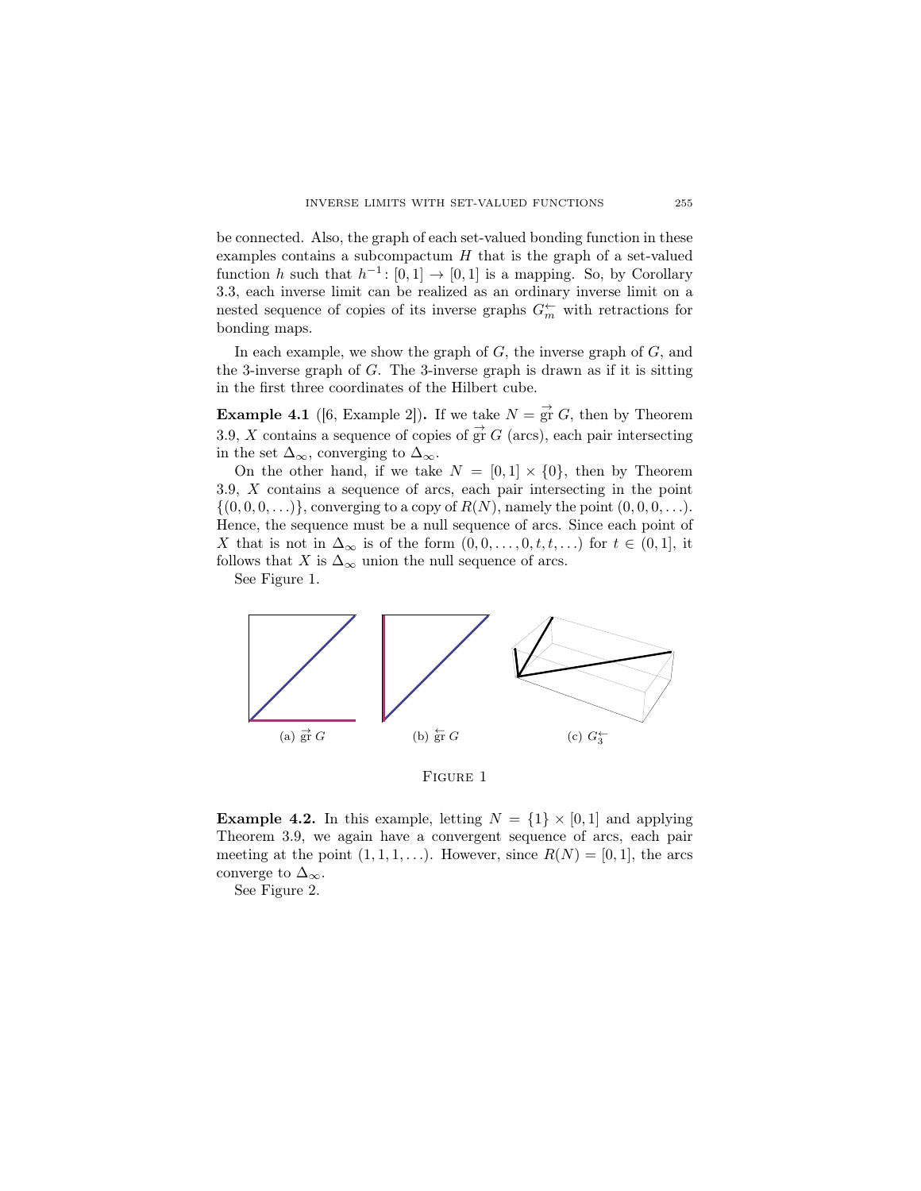be connected. Also, the graph of each set-valued bonding function in these examples contains a subcompactum $H$ that is the graph of a set-valued function $h$ such that $h^{-1}\colon [0,1] \to [0,1]$ is a mapping. So, by Corollary 3.3, each inverse limit can be realized as an ordinary inverse limit on a nested sequence of copies of its inverse graphs $G_m^{\leftarrow}$ with retractions for bonding maps.

In each example, we show the graph of $G$, the inverse graph of $G$, and the 3-inverse graph of $G$. The 3-inverse graph is drawn as if it is sitting in the first three coordinates of the Hilbert cube.

**Example 4.1** ([6, Example 2])**.** If we take $N = \overrightarrow{\mathrm{gr}}\, G$, then by Theorem 3.9, $X$ contains a sequence of copies of $\overrightarrow{\mathrm{gr}}\, G$ (arcs), each pair intersecting in the set $\Delta_\infty$, converging to $\Delta_\infty$.

On the other hand, if we take $N = [0,1] \times \{0\}$, then by Theorem 3.9, $X$ contains a sequence of arcs, each pair intersecting in the point $\{(0,0,0,\ldots)\}$, converging to a copy of $R(N)$, namely the point $(0,0,0,\ldots)$. Hence, the sequence must be a null sequence of arcs. Since each point of $X$ that is not in $\Delta_\infty$ is of the form $(0,0,\ldots,0,t,t,\ldots)$ for $t \in (0,1]$, it follows that $X$ is $\Delta_\infty$ union the null sequence of arcs.

See Figure 1.

(a) $\overrightarrow{\mathrm{gr}}\, G$ (b) $\overleftarrow{\mathrm{gr}}\, G$ (c) $G_3^{\leftarrow}$

FIGURE 1

**Example 4.2.** In this example, letting $N = \{1\} \times [0,1]$ and applying Theorem 3.9, we again have a convergent sequence of arcs, each pair meeting at the point $(1,1,1,\ldots)$. However, since $R(N) = [0,1]$, the arcs converge to $\Delta_\infty$.

See Figure 2.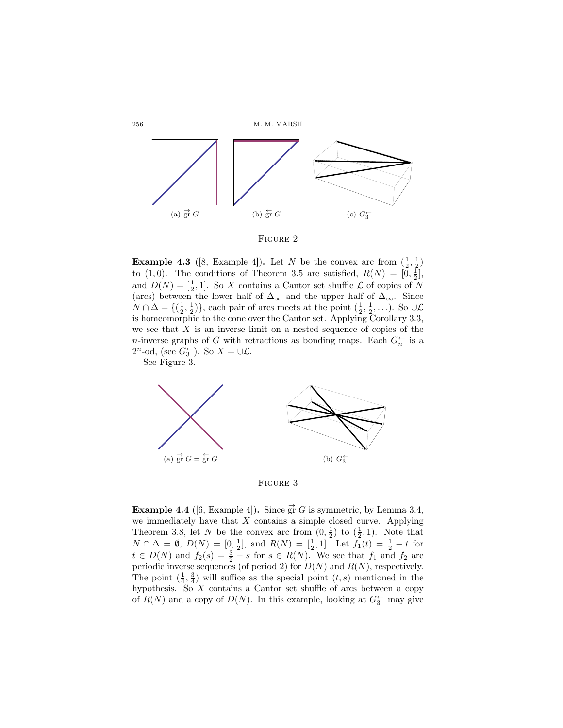(a) $\overrightarrow{\mathrm{gr}}\, G$ (b) $\overleftarrow{\mathrm{gr}}\, G$ (c) $G_3^{\leftarrow}$

Figure 2

**Example 4.3** ([8, Example 4])**.** Let $N$ be the convex arc from $(\frac{1}{2}, \frac{1}{2})$ to $(1, 0)$. The conditions of Theorem 3.5 are satisfied, $R(N) = [0, \frac{1}{2}]$, and $D(N) = [\frac{1}{2}, 1]$. So $X$ contains a Cantor set shuffle $\mathcal{L}$ of copies of $N$ (arcs) between the lower half of $\Delta_\infty$ and the upper half of $\Delta_\infty$. Since $N \cap \Delta = \{(\frac{1}{2}, \frac{1}{2})\}$, each pair of arcs meets at the point $(\frac{1}{2}, \frac{1}{2}, \ldots)$. So $\cup\mathcal{L}$ is homeomorphic to the cone over the Cantor set. Applying Corollary 3.3, we see that $X$ is an inverse limit on a nested sequence of copies of the $n$-inverse graphs of $G$ with retractions as bonding maps. Each $G_n^{\leftarrow}$ is a $2^n$-od, (see $G_3^{\leftarrow}$). So $X = \cup\mathcal{L}$.

See Figure 3.

(a) $\overrightarrow{\mathrm{gr}}\, G = \overleftarrow{\mathrm{gr}}\, G$ (b) $G_3^{\leftarrow}$

Figure 3

**Example 4.4** ([6, Example 4])**.** Since $\overrightarrow{\mathrm{gr}}\, G$ is symmetric, by Lemma 3.4, we immediately have that $X$ contains a simple closed curve. Applying Theorem 3.8, let $N$ be the convex arc from $(0, \frac{1}{2})$ to $(\frac{1}{2}, 1)$. Note that $N \cap \Delta = \emptyset$, $D(N) = [0, \frac{1}{2}]$, and $R(N) = [\frac{1}{2}, 1]$. Let $f_1(t) = \frac{1}{2} - t$ for $t \in D(N)$ and $f_2(s) = \frac{3}{2} - s$ for $s \in R(N)$. We see that $f_1$ and $f_2$ are periodic inverse sequences (of period 2) for $D(N)$ and $R(N)$, respectively. The point $(\frac{1}{4}, \frac{3}{4})$ will suffice as the special point $(t, s)$ mentioned in the hypothesis. So $X$ contains a Cantor set shuffle of arcs between a copy of $R(N)$ and a copy of $D(N)$. In this example, looking at $G_3^{\leftarrow}$ may give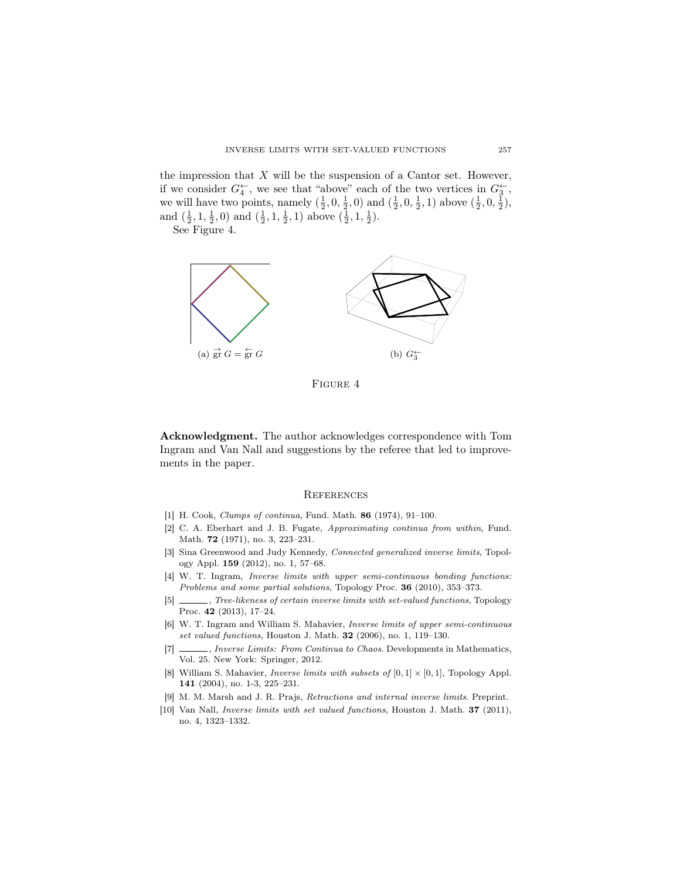the impression that $X$ will be the suspension of a Cantor set. However, if we consider $G_4^{\leftarrow}$, we see that "above" each of the two vertices in $G_3^{\leftarrow}$, we will have two points, namely $(\frac{1}{2}, 0, \frac{1}{2}, 0)$ and $(\frac{1}{2}, 0, \frac{1}{2}, 1)$ above $(\frac{1}{2}, 0, \frac{1}{2})$, and $(\frac{1}{2}, 1, \frac{1}{2}, 0)$ and $(\frac{1}{2}, 1, \frac{1}{2}, 1)$ above $(\frac{1}{2}, 1, \frac{1}{2})$.

See Figure 4.

(a) $\overrightarrow{\text{gr}}\, G = \overleftarrow{\text{gr}}\, G$ (b) $G_3^{\leftarrow}$

Figure 4

**Acknowledgment.** The author acknowledges correspondence with Tom Ingram and Van Nall and suggestions by the referee that led to improvements in the paper.

## References

[1] H. Cook, *Clumps of continua*, Fund. Math. **86** (1974), 91–100.

[2] C. A. Eberhart and J. B. Fugate, *Approximating continua from within*, Fund. Math. **72** (1971), no. 3, 223–231.

[3] Sina Greenwood and Judy Kennedy, *Connected generalized inverse limits*, Topology Appl. **159** (2012), no. 1, 57–68.

[4] W. T. Ingram, *Inverse limits with upper semi-continuous bonding functions: Problems and some partial solutions*, Topology Proc. **36** (2010), 353–373.

[5] ______, *Tree-likeness of certain inverse limits with set-valued functions*, Topology Proc. **42** (2013), 17–24.

[6] W. T. Ingram and William S. Mahavier, *Inverse limits of upper semi-continuous set valued functions*, Houston J. Math. **32** (2006), no. 1, 119–130.

[7] ______, *Inverse Limits: From Continua to Chaos*. Developments in Mathematics, Vol. 25. New York: Springer, 2012.

[8] William S. Mahavier, *Inverse limits with subsets of* $[0, 1] \times [0, 1]$, Topology Appl. **141** (2004), no. 1-3, 225–231.

[9] M. M. Marsh and J. R. Prajs, *Retractions and internal inverse limits*. Preprint.

[10] Van Nall, *Inverse limits with set valued functions*, Houston J. Math. **37** (2011), no. 4, 1323–1332.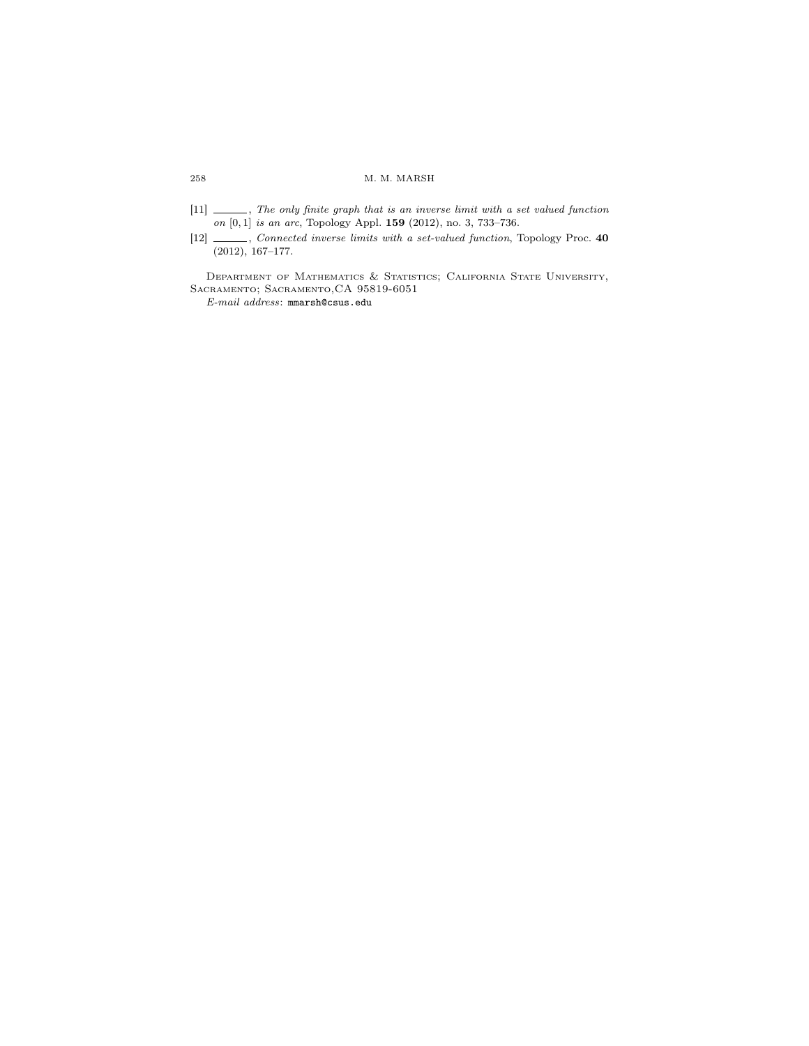[11] ______, *The only finite graph that is an inverse limit with a set valued function on* $[0, 1]$ *is an arc*, Topology Appl. **159** (2012), no. 3, 733–736.

[12] ______, *Connected inverse limits with a set-valued function*, Topology Proc. **40** (2012), 167–177.

Department of Mathematics & Statistics; California State University, Sacramento; Sacramento,CA 95819-6051

*E-mail address*: `mmarsh@csus.edu`